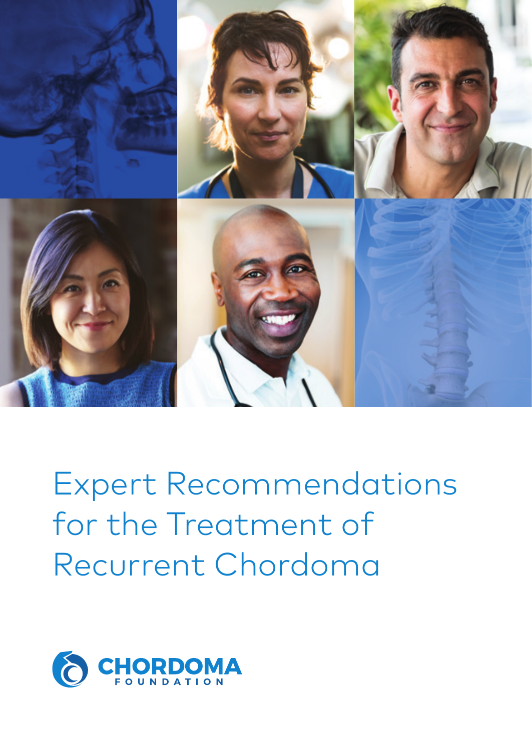# Expert Recommendations for the Treatment of Recurrent Chordoma

CHORDOMA FOUNDATION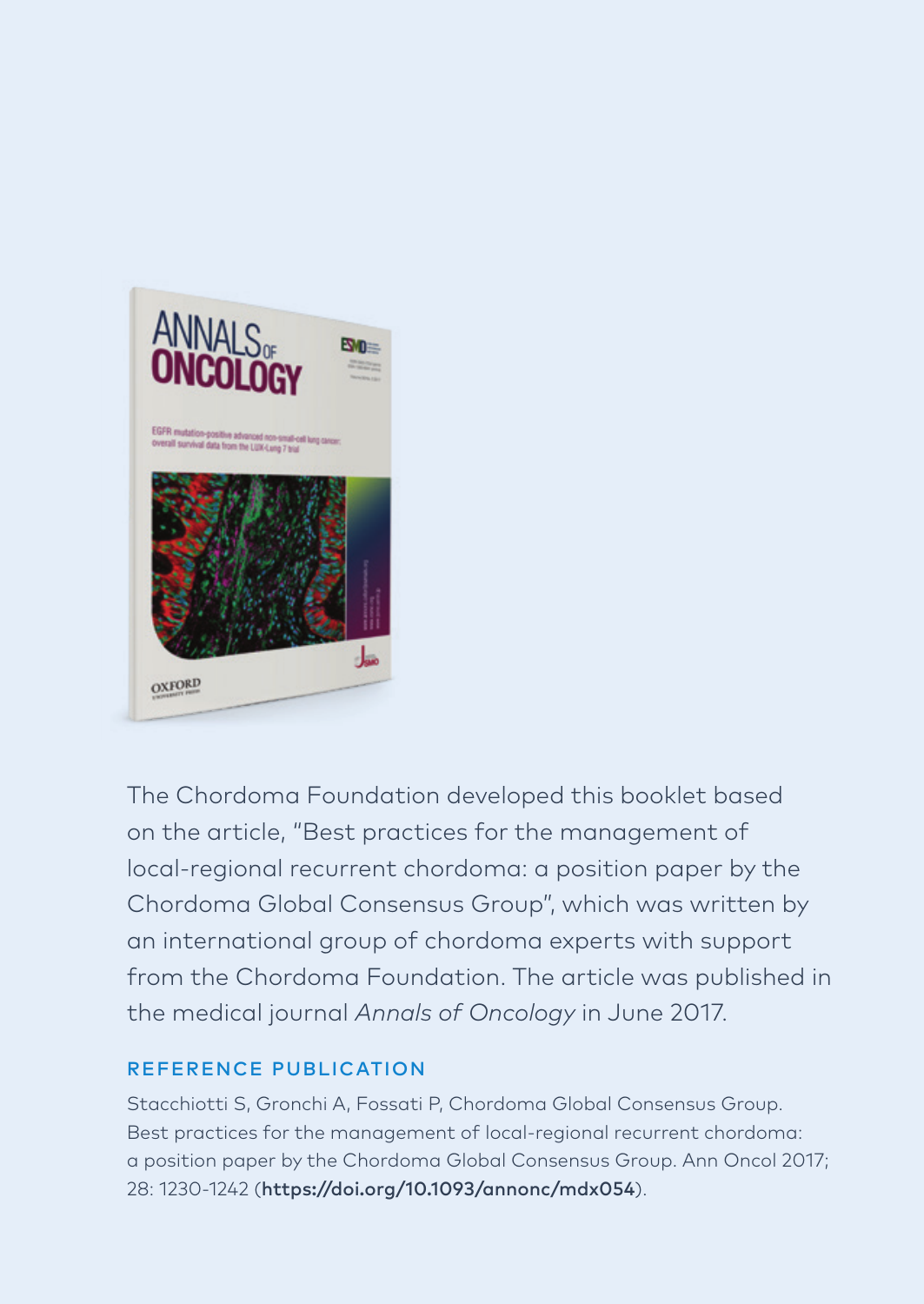The Chordoma Foundation developed this booklet based on the article, "Best practices for the management of local-regional recurrent chordoma: a position paper by the Chordoma Global Consensus Group", which was written by an international group of chordoma experts with support from the Chordoma Foundation. The article was published in the medical journal *Annals of Oncology* in June 2017.

## REFERENCE PUBLICATION

Stacchiotti S, Gronchi A, Fossati P, Chordoma Global Consensus Group. Best practices for the management of local-regional recurrent chordoma: a position paper by the Chordoma Global Consensus Group. Ann Oncol 2017; 28: 1230-1242 (**https://doi.org/10.1093/annonc/mdx054**).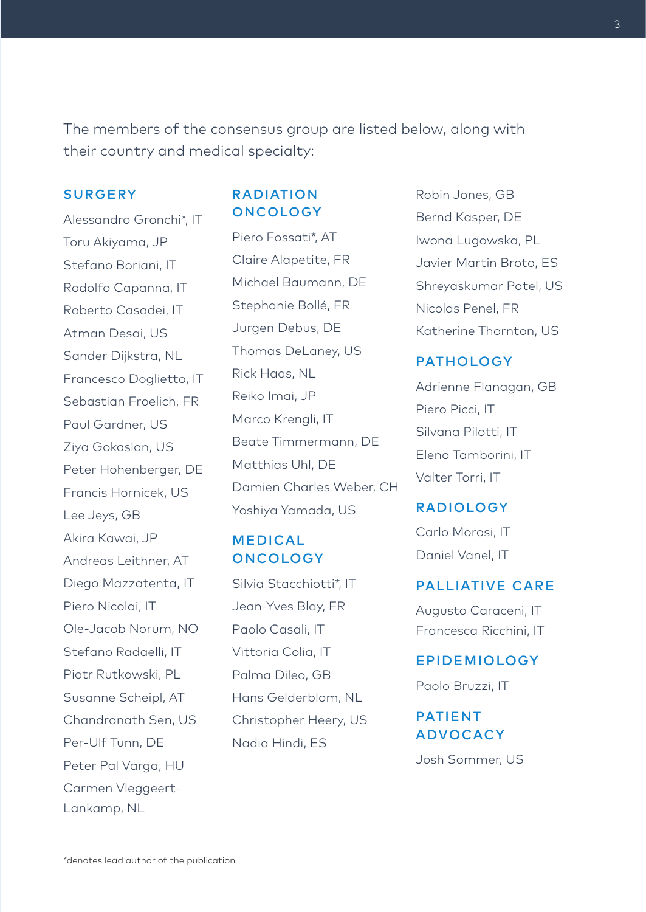The members of the consensus group are listed below, along with their country and medical specialty:

## SURGERY

Alessandro Gronchi*, IT
Toru Akiyama, JP
Stefano Boriani, IT
Rodolfo Capanna, IT
Roberto Casadei, IT
Atman Desai, US
Sander Dijkstra, NL
Francesco Doglietto, IT
Sebastian Froelich, FR
Paul Gardner, US
Ziya Gokaslan, US
Peter Hohenberger, DE
Francis Hornicek, US
Lee Jeys, GB
Akira Kawai, JP
Andreas Leithner, AT
Diego Mazzatenta, IT
Piero Nicolai, IT
Ole-Jacob Norum, NO
Stefano Radaelli, IT
Piotr Rutkowski, PL
Susanne Scheipl, AT
Chandranath Sen, US
Per-Ulf Tunn, DE
Peter Pal Varga, HU
Carmen Vleggeert-Lankamp, NL

## RADIATION ONCOLOGY

Piero Fossati*, AT
Claire Alapetite, FR
Michael Baumann, DE
Stephanie Bollé, FR
Jurgen Debus, DE
Thomas DeLaney, US
Rick Haas, NL
Reiko Imai, JP
Marco Krengli, IT
Beate Timmermann, DE
Matthias Uhl, DE
Damien Charles Weber, CH
Yoshiya Yamada, US

## MEDICAL ONCOLOGY

Silvia Stacchiotti*, IT
Jean-Yves Blay, FR
Paolo Casali, IT
Vittoria Colia, IT
Palma Dileo, GB
Hans Gelderblom, NL
Christopher Heery, US
Nadia Hindi, ES
Robin Jones, GB
Bernd Kasper, DE
Iwona Lugowska, PL
Javier Martin Broto, ES
Shreyaskumar Patel, US
Nicolas Penel, FR
Katherine Thornton, US

## PATHOLOGY

Adrienne Flanagan, GB
Piero Picci, IT
Silvana Pilotti, IT
Elena Tamborini, IT
Valter Torri, IT

## RADIOLOGY

Carlo Morosi, IT
Daniel Vanel, IT

## PALLIATIVE CARE

Augusto Caraceni, IT
Francesca Ricchini, IT

## EPIDEMIOLOGY

Paolo Bruzzi, IT

## PATIENT ADVOCACY

Josh Sommer, US

*denotes lead author of the publication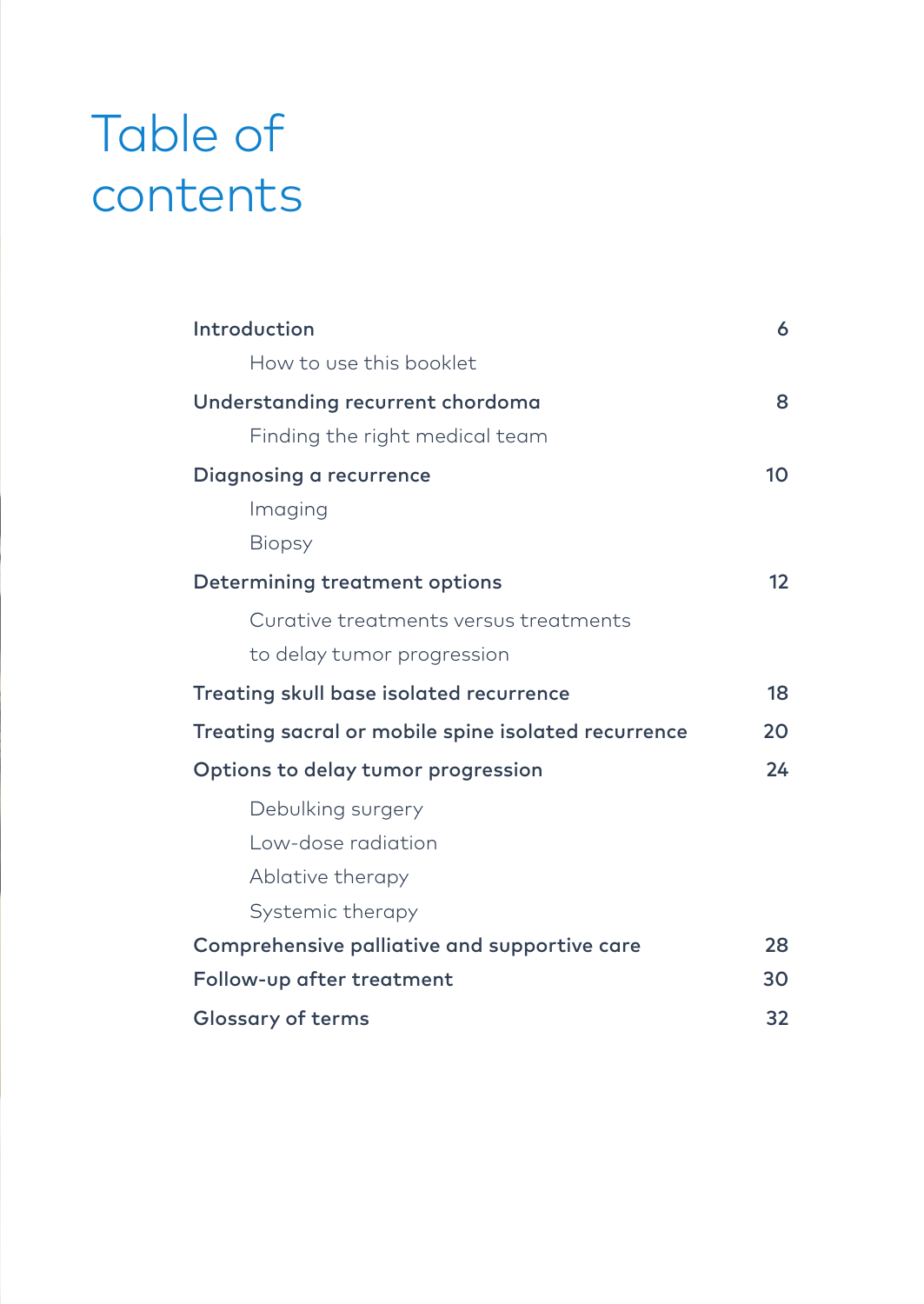# Table of contents

| | |
|---|---|
| **Introduction** | **6** |
| How to use this booklet | |
| **Understanding recurrent chordoma** | **8** |
| Finding the right medical team | |
| **Diagnosing a recurrence** | **10** |
| Imaging | |
| Biopsy | |
| **Determining treatment options** | **12** |
| Curative treatments versus treatments to delay tumor progression | |
| **Treating skull base isolated recurrence** | **18** |
| **Treating sacral or mobile spine isolated recurrence** | **20** |
| **Options to delay tumor progression** | **24** |
| Debulking surgery | |
| Low-dose radiation | |
| Ablative therapy | |
| Systemic therapy | |
| **Comprehensive palliative and supportive care** | **28** |
| **Follow-up after treatment** | **30** |
| **Glossary of terms** | **32** |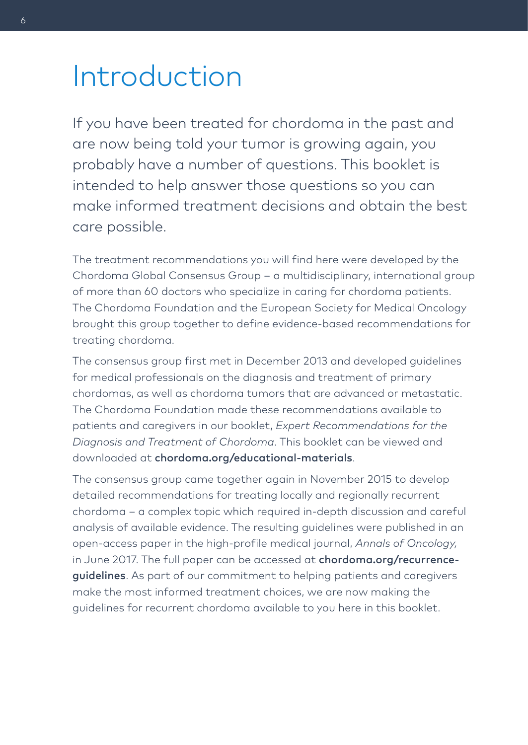# Introduction

If you have been treated for chordoma in the past and are now being told your tumor is growing again, you probably have a number of questions. This booklet is intended to help answer those questions so you can make informed treatment decisions and obtain the best care possible.

The treatment recommendations you will find here were developed by the Chordoma Global Consensus Group – a multidisciplinary, international group of more than 60 doctors who specialize in caring for chordoma patients. The Chordoma Foundation and the European Society for Medical Oncology brought this group together to define evidence-based recommendations for treating chordoma.

The consensus group first met in December 2013 and developed guidelines for medical professionals on the diagnosis and treatment of primary chordomas, as well as chordoma tumors that are advanced or metastatic. The Chordoma Foundation made these recommendations available to patients and caregivers in our booklet, *Expert Recommendations for the Diagnosis and Treatment of Chordoma*. This booklet can be viewed and downloaded at **chordoma.org/educational-materials**.

The consensus group came together again in November 2015 to develop detailed recommendations for treating locally and regionally recurrent chordoma – a complex topic which required in-depth discussion and careful analysis of available evidence. The resulting guidelines were published in an open-access paper in the high-profile medical journal, *Annals of Oncology,* in June 2017. The full paper can be accessed at **chordoma.org/recurrence-guidelines**. As part of our commitment to helping patients and caregivers make the most informed treatment choices, we are now making the guidelines for recurrent chordoma available to you here in this booklet.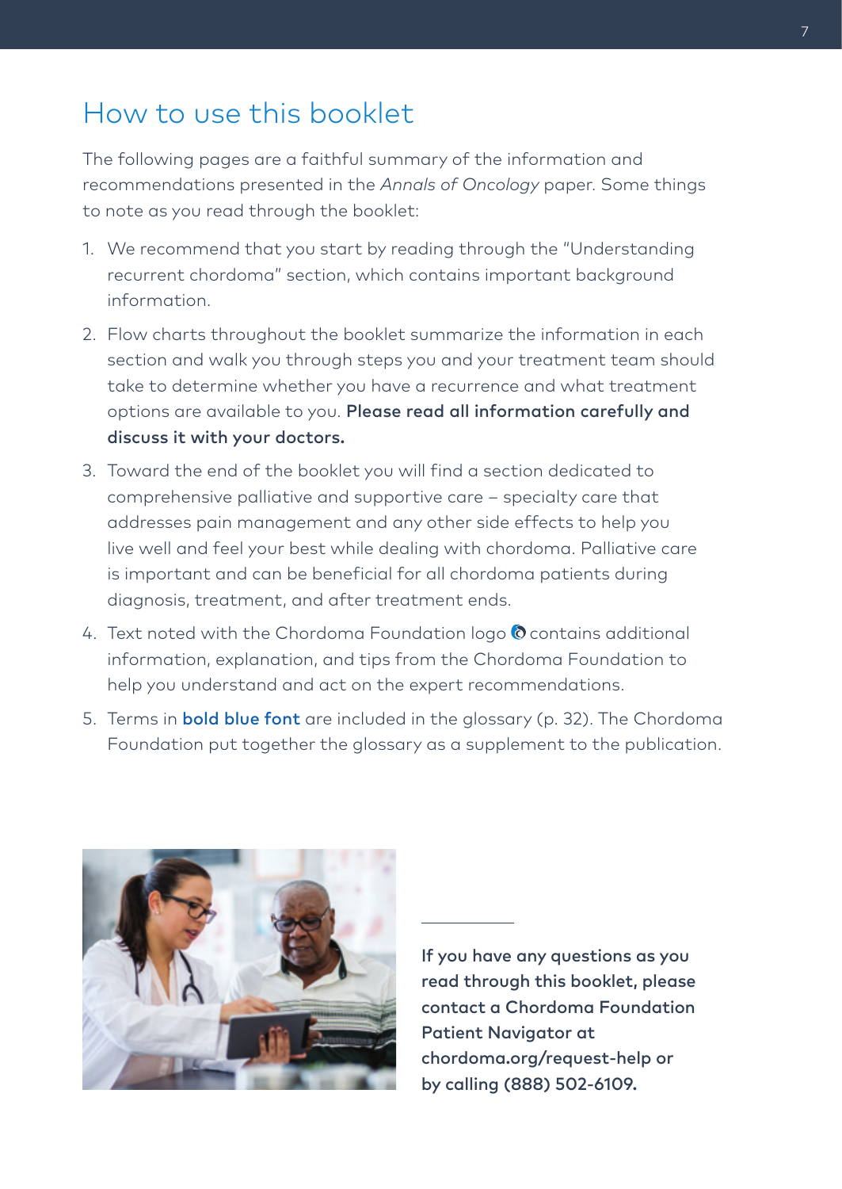# How to use this booklet

The following pages are a faithful summary of the information and recommendations presented in the *Annals of Oncology* paper. Some things to note as you read through the booklet:

1. We recommend that you start by reading through the "Understanding recurrent chordoma" section, which contains important background information.
2. Flow charts throughout the booklet summarize the information in each section and walk you through steps you and your treatment team should take to determine whether you have a recurrence and what treatment options are available to you. **Please read all information carefully and discuss it with your doctors.**
3. Toward the end of the booklet you will find a section dedicated to comprehensive palliative and supportive care – specialty care that addresses pain management and any other side effects to help you live well and feel your best while dealing with chordoma. Palliative care is important and can be beneficial for all chordoma patients during diagnosis, treatment, and after treatment ends.
4. Text noted with the Chordoma Foundation logo contains additional information, explanation, and tips from the Chordoma Foundation to help you understand and act on the expert recommendations.
5. Terms in **bold blue font** are included in the glossary (p. 32). The Chordoma Foundation put together the glossary as a supplement to the publication.

**If you have any questions as you read through this booklet, please contact a Chordoma Foundation Patient Navigator at chordoma.org/request-help or by calling (888) 502-6109.**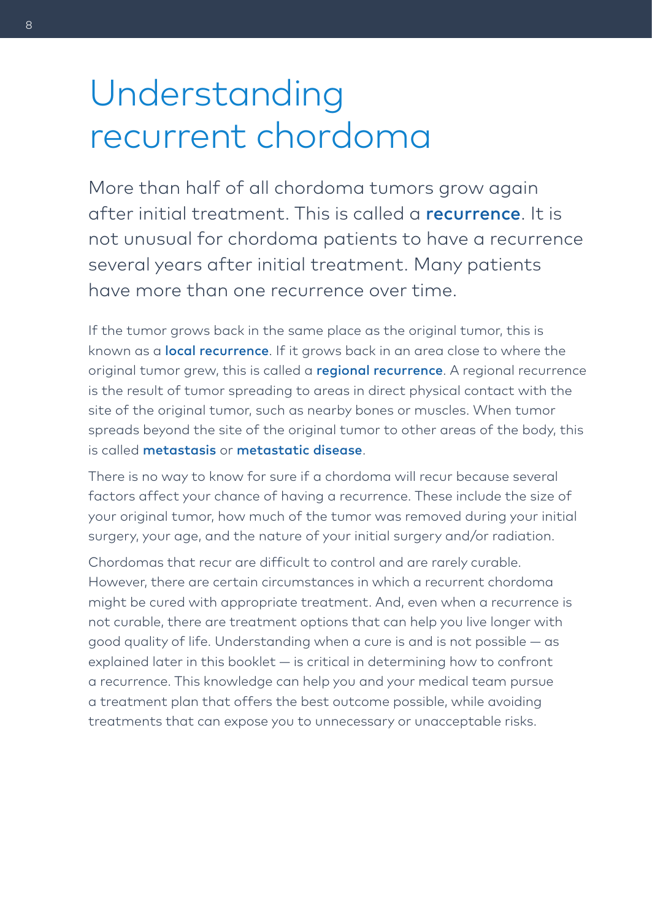# Understanding recurrent chordoma

More than half of all chordoma tumors grow again after initial treatment. This is called a **recurrence**. It is not unusual for chordoma patients to have a recurrence several years after initial treatment. Many patients have more than one recurrence over time.

If the tumor grows back in the same place as the original tumor, this is known as a **local recurrence**. If it grows back in an area close to where the original tumor grew, this is called a **regional recurrence**. A regional recurrence is the result of tumor spreading to areas in direct physical contact with the site of the original tumor, such as nearby bones or muscles. When tumor spreads beyond the site of the original tumor to other areas of the body, this is called **metastasis** or **metastatic disease**.

There is no way to know for sure if a chordoma will recur because several factors affect your chance of having a recurrence. These include the size of your original tumor, how much of the tumor was removed during your initial surgery, your age, and the nature of your initial surgery and/or radiation.

Chordomas that recur are difficult to control and are rarely curable. However, there are certain circumstances in which a recurrent chordoma might be cured with appropriate treatment. And, even when a recurrence is not curable, there are treatment options that can help you live longer with good quality of life. Understanding when a cure is and is not possible — as explained later in this booklet — is critical in determining how to confront a recurrence. This knowledge can help you and your medical team pursue a treatment plan that offers the best outcome possible, while avoiding treatments that can expose you to unnecessary or unacceptable risks.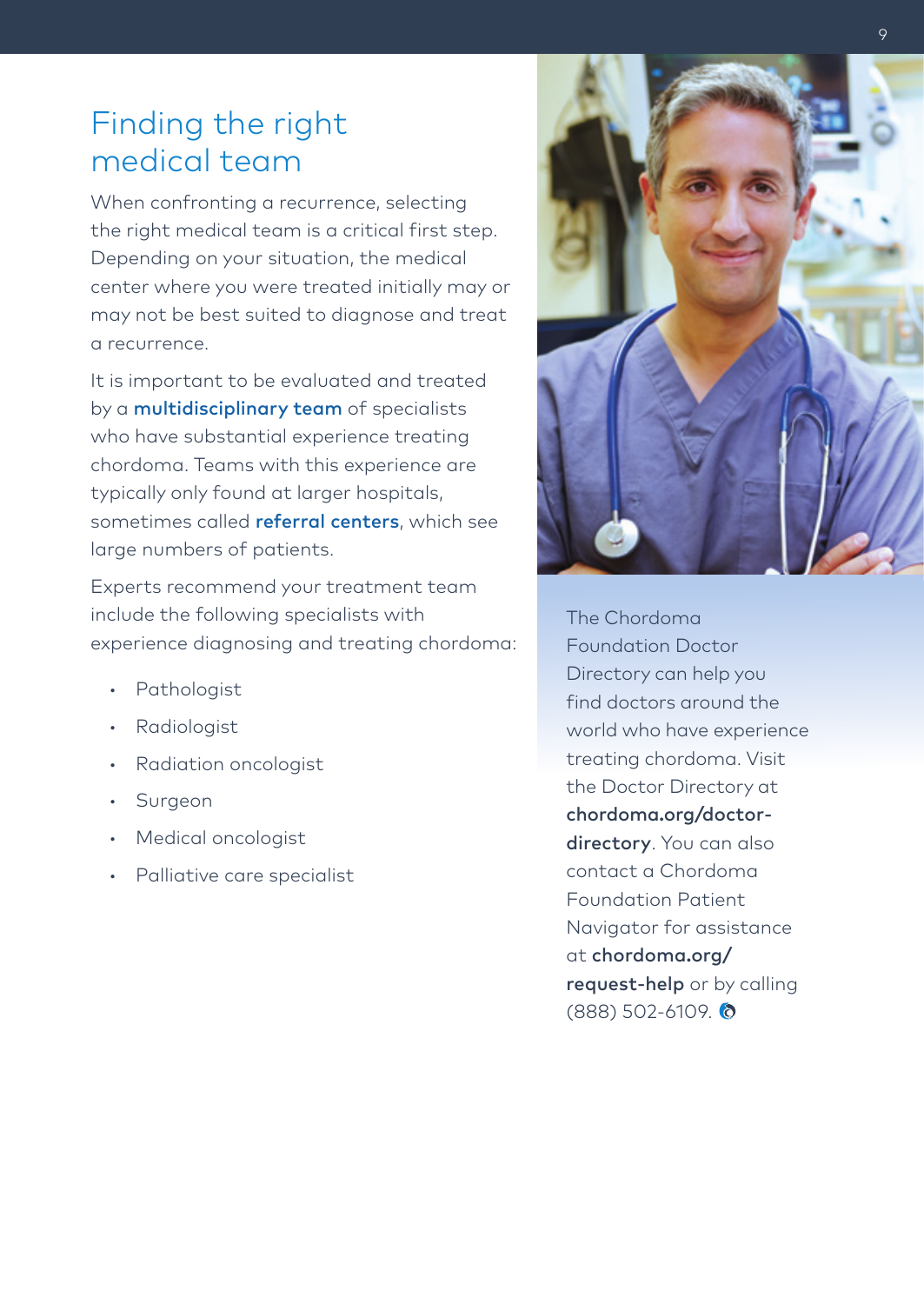# Finding the right medical team

When confronting a recurrence, selecting the right medical team is a critical first step. Depending on your situation, the medical center where you were treated initially may or may not be best suited to diagnose and treat a recurrence.

It is important to be evaluated and treated by a **multidisciplinary team** of specialists who have substantial experience treating chordoma. Teams with this experience are typically only found at larger hospitals, sometimes called **referral centers**, which see large numbers of patients.

Experts recommend your treatment team include the following specialists with experience diagnosing and treating chordoma:

- Pathologist
- Radiologist
- Radiation oncologist
- Surgeon
- Medical oncologist
- Palliative care specialist

The Chordoma Foundation Doctor Directory can help you find doctors around the world who have experience treating chordoma. Visit the Doctor Directory at **chordoma.org/doctor-directory**. You can also contact a Chordoma Foundation Patient Navigator for assistance at **chordoma.org/request-help** or by calling (888) 502-6109.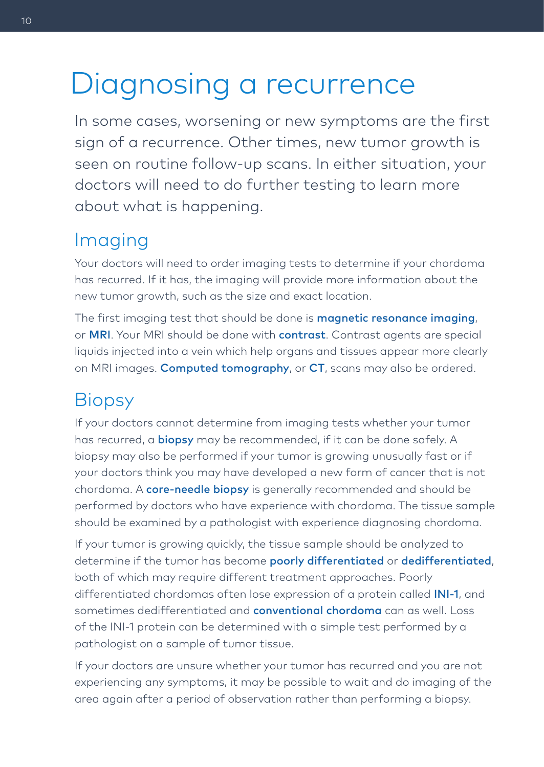# Diagnosing a recurrence

In some cases, worsening or new symptoms are the first sign of a recurrence. Other times, new tumor growth is seen on routine follow-up scans. In either situation, your doctors will need to do further testing to learn more about what is happening.

## Imaging

Your doctors will need to order imaging tests to determine if your chordoma has recurred. If it has, the imaging will provide more information about the new tumor growth, such as the size and exact location.

The first imaging test that should be done is **magnetic resonance imaging**, or **MRI**. Your MRI should be done with **contrast**. Contrast agents are special liquids injected into a vein which help organs and tissues appear more clearly on MRI images. **Computed tomography**, or **CT**, scans may also be ordered.

## Biopsy

If your doctors cannot determine from imaging tests whether your tumor has recurred, a **biopsy** may be recommended, if it can be done safely. A biopsy may also be performed if your tumor is growing unusually fast or if your doctors think you may have developed a new form of cancer that is not chordoma. A **core-needle biopsy** is generally recommended and should be performed by doctors who have experience with chordoma. The tissue sample should be examined by a pathologist with experience diagnosing chordoma.

If your tumor is growing quickly, the tissue sample should be analyzed to determine if the tumor has become **poorly differentiated** or **dedifferentiated**, both of which may require different treatment approaches. Poorly differentiated chordomas often lose expression of a protein called **INI-1**, and sometimes dedifferentiated and **conventional chordoma** can as well. Loss of the INI-1 protein can be determined with a simple test performed by a pathologist on a sample of tumor tissue.

If your doctors are unsure whether your tumor has recurred and you are not experiencing any symptoms, it may be possible to wait and do imaging of the area again after a period of observation rather than performing a biopsy.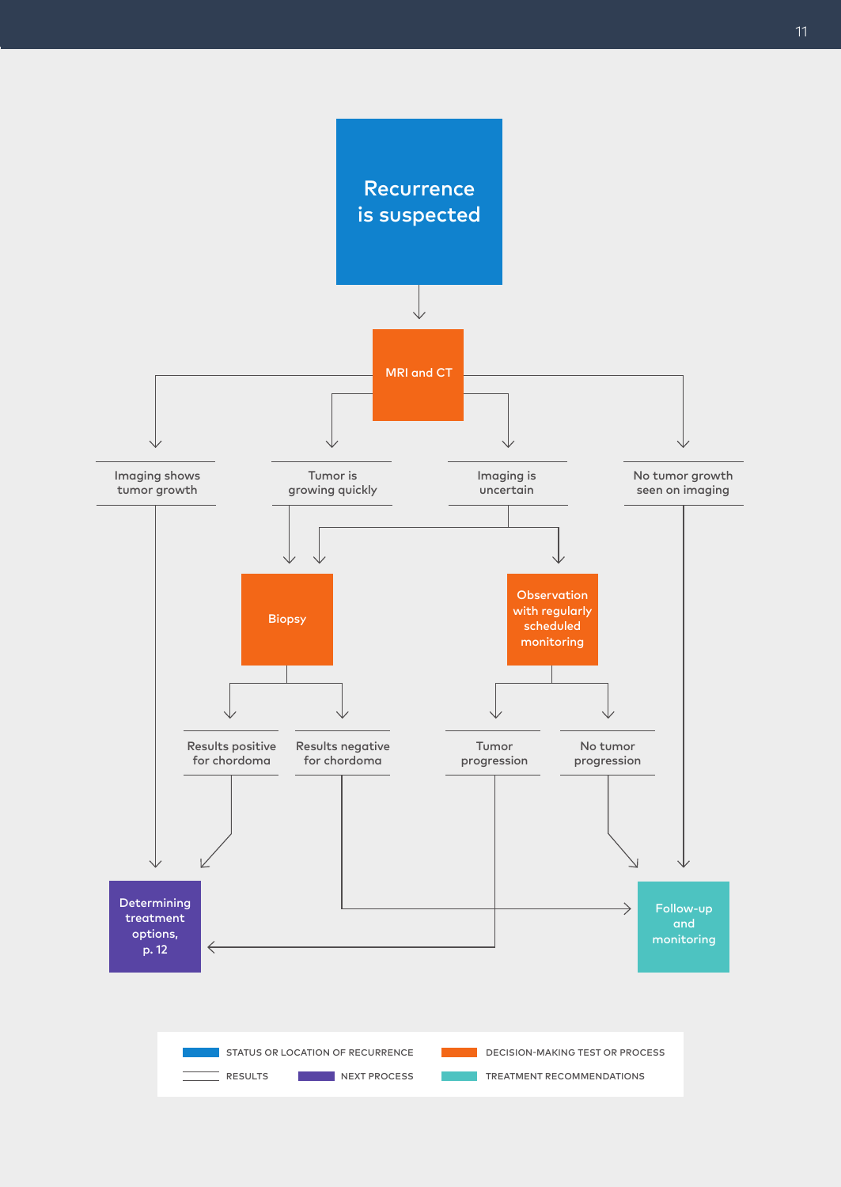Recurrence is suspected

MRI and CT

Imaging shows tumor growth

Tumor is growing quickly

Imaging is uncertain

No tumor growth seen on imaging

Biopsy

Observation with regularly scheduled monitoring

Results positive for chordoma

Results negative for chordoma

Tumor progression

No tumor progression

Determining treatment options, p. 12

Follow-up and monitoring

STATUS OR LOCATION OF RECURRENCE

DECISION-MAKING TEST OR PROCESS

RESULTS

NEXT PROCESS

TREATMENT RECOMMENDATIONS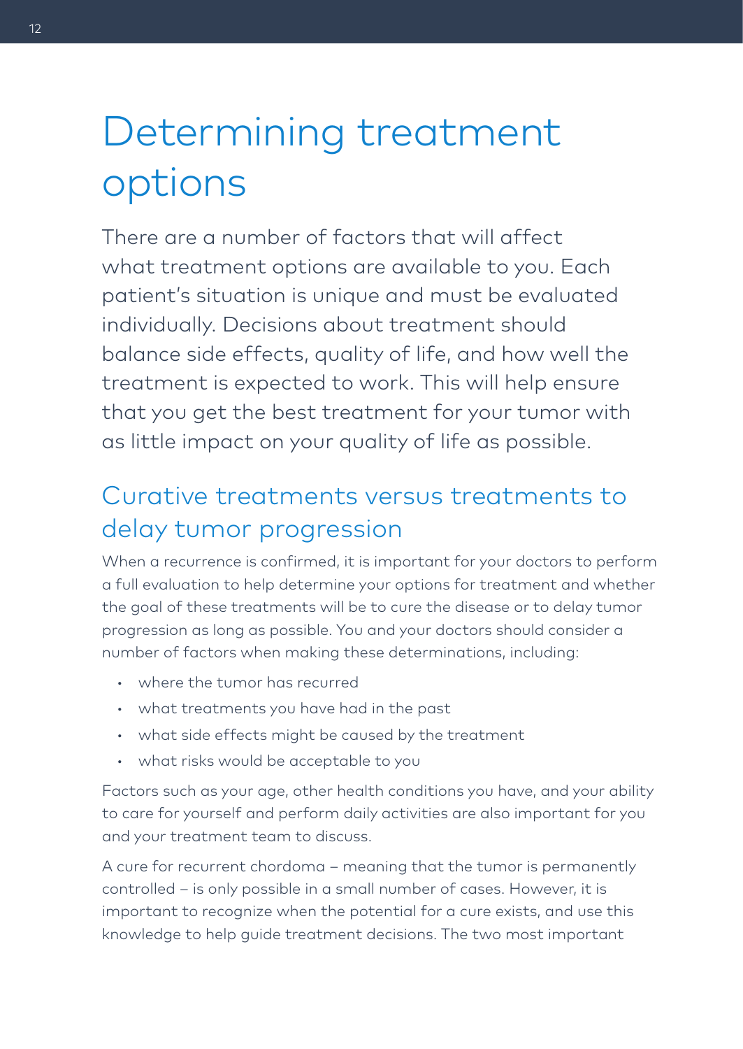# Determining treatment options

There are a number of factors that will affect what treatment options are available to you. Each patient's situation is unique and must be evaluated individually. Decisions about treatment should balance side effects, quality of life, and how well the treatment is expected to work. This will help ensure that you get the best treatment for your tumor with as little impact on your quality of life as possible.

## Curative treatments versus treatments to delay tumor progression

When a recurrence is confirmed, it is important for your doctors to perform a full evaluation to help determine your options for treatment and whether the goal of these treatments will be to cure the disease or to delay tumor progression as long as possible. You and your doctors should consider a number of factors when making these determinations, including:

- where the tumor has recurred
- what treatments you have had in the past
- what side effects might be caused by the treatment
- what risks would be acceptable to you

Factors such as your age, other health conditions you have, and your ability to care for yourself and perform daily activities are also important for you and your treatment team to discuss.

A cure for recurrent chordoma – meaning that the tumor is permanently controlled – is only possible in a small number of cases. However, it is important to recognize when the potential for a cure exists, and use this knowledge to help guide treatment decisions. The two most important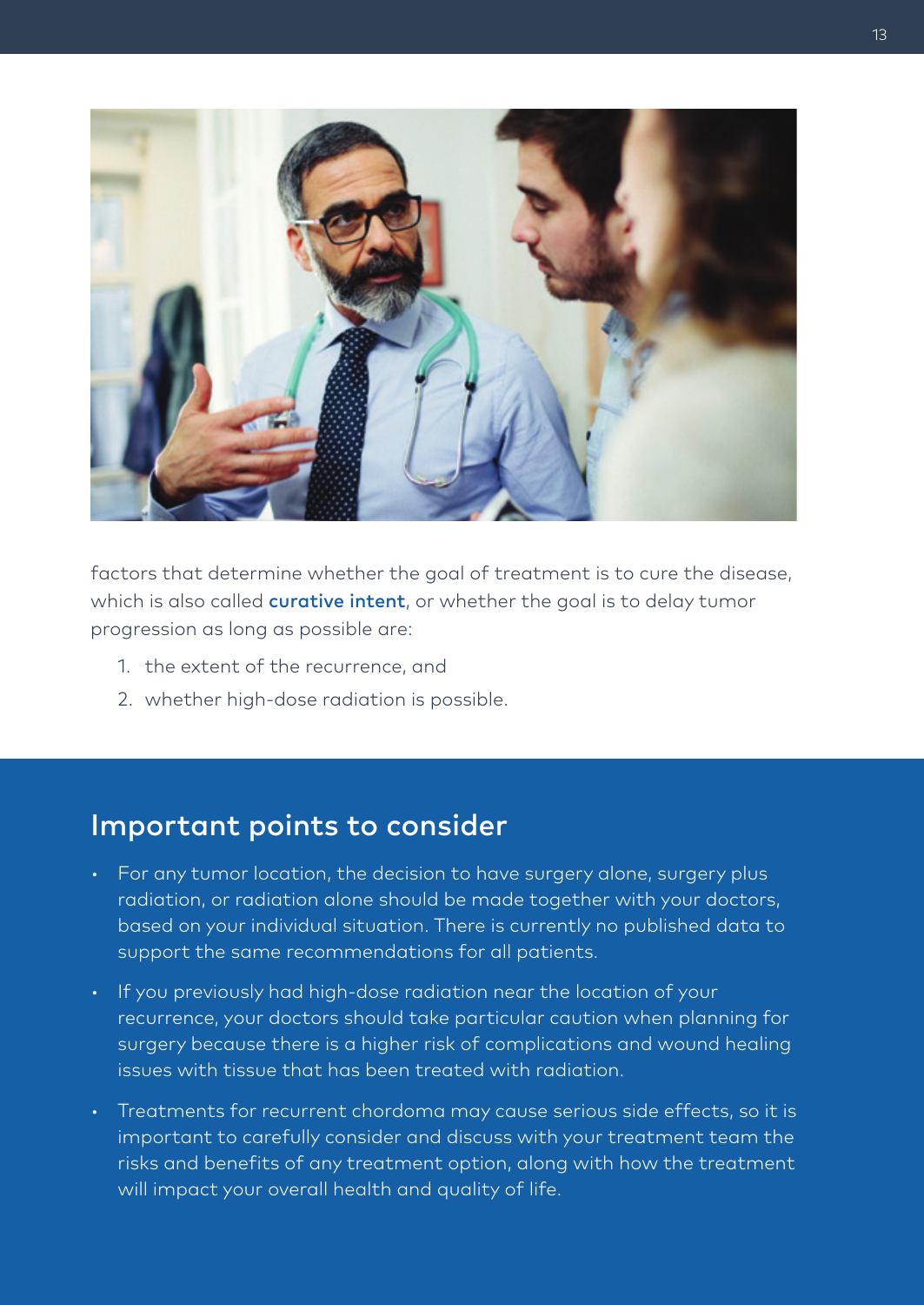factors that determine whether the goal of treatment is to cure the disease, which is also called **curative intent**, or whether the goal is to delay tumor progression as long as possible are:

1. the extent of the recurrence, and
2. whether high-dose radiation is possible.

## Important points to consider

- For any tumor location, the decision to have surgery alone, surgery plus radiation, or radiation alone should be made together with your doctors, based on your individual situation. There is currently no published data to support the same recommendations for all patients.
- If you previously had high-dose radiation near the location of your recurrence, your doctors should take particular caution when planning for surgery because there is a higher risk of complications and wound healing issues with tissue that has been treated with radiation.
- Treatments for recurrent chordoma may cause serious side effects, so it is important to carefully consider and discuss with your treatment team the risks and benefits of any treatment option, along with how the treatment will impact your overall health and quality of life.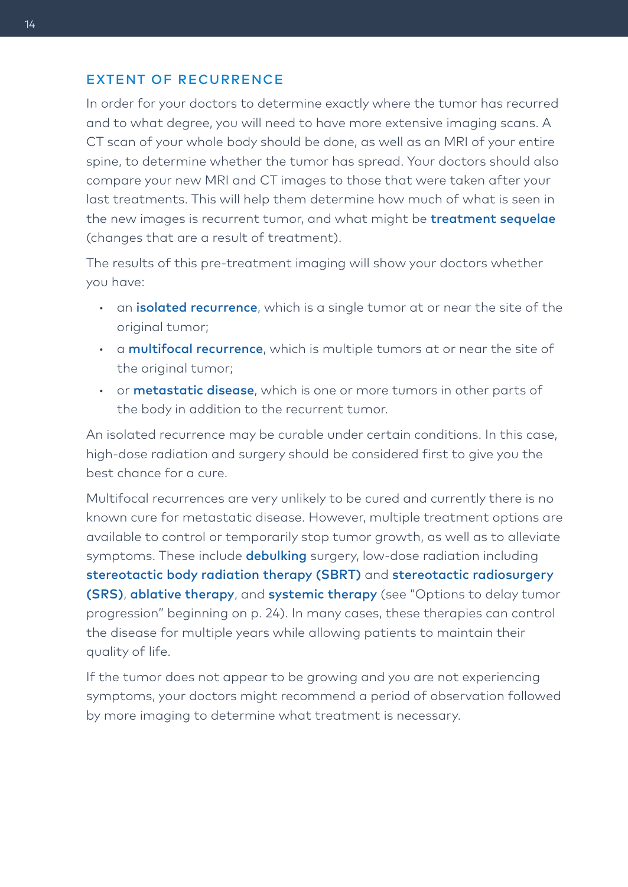## EXTENT OF RECURRENCE

In order for your doctors to determine exactly where the tumor has recurred and to what degree, you will need to have more extensive imaging scans. A CT scan of your whole body should be done, as well as an MRI of your entire spine, to determine whether the tumor has spread. Your doctors should also compare your new MRI and CT images to those that were taken after your last treatments. This will help them determine how much of what is seen in the new images is recurrent tumor, and what might be **treatment sequelae** (changes that are a result of treatment).

The results of this pre-treatment imaging will show your doctors whether you have:

- an **isolated recurrence**, which is a single tumor at or near the site of the original tumor;
- a **multifocal recurrence**, which is multiple tumors at or near the site of the original tumor;
- or **metastatic disease**, which is one or more tumors in other parts of the body in addition to the recurrent tumor.

An isolated recurrence may be curable under certain conditions. In this case, high-dose radiation and surgery should be considered first to give you the best chance for a cure.

Multifocal recurrences are very unlikely to be cured and currently there is no known cure for metastatic disease. However, multiple treatment options are available to control or temporarily stop tumor growth, as well as to alleviate symptoms. These include **debulking** surgery, low-dose radiation including **stereotactic body radiation therapy (SBRT)** and **stereotactic radiosurgery (SRS)**, **ablative therapy**, and **systemic therapy** (see "Options to delay tumor progression" beginning on p. 24). In many cases, these therapies can control the disease for multiple years while allowing patients to maintain their quality of life.

If the tumor does not appear to be growing and you are not experiencing symptoms, your doctors might recommend a period of observation followed by more imaging to determine what treatment is necessary.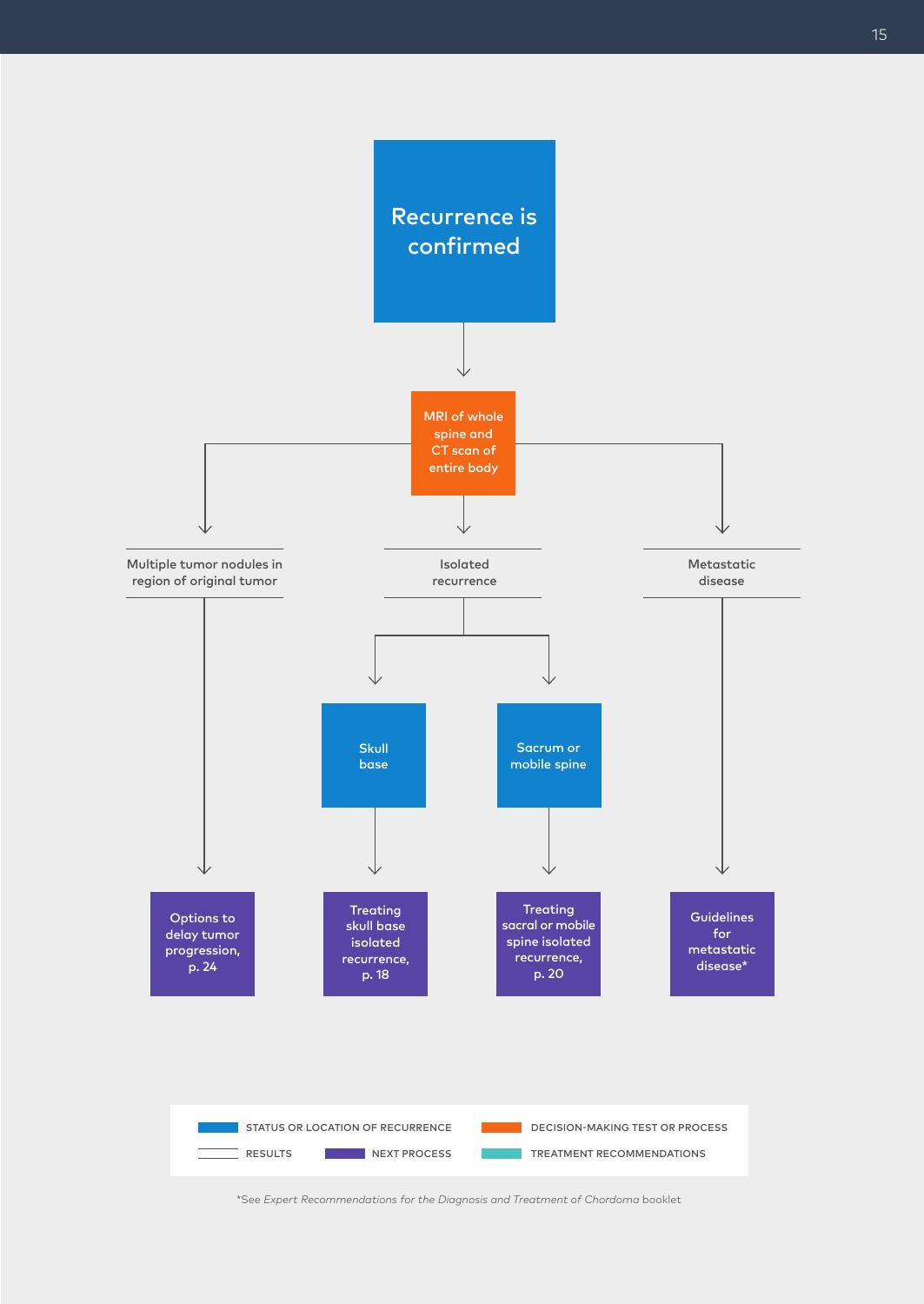Recurrence is confirmed

MRI of whole spine and CT scan of entire body

Multiple tumor nodules in region of original tumor

Isolated recurrence

Metastatic disease

Skull base

Sacrum or mobile spine

Options to delay tumor progression, p. 24

Treating skull base isolated recurrence, p. 18

Treating sacral or mobile spine isolated recurrence, p. 20

Guidelines for metastatic disease*

STATUS OR LOCATION OF RECURRENCE

DECISION-MAKING TEST OR PROCESS

RESULTS

NEXT PROCESS

TREATMENT RECOMMENDATIONS

*See *Expert Recommendations for the Diagnosis and Treatment of Chordoma* booklet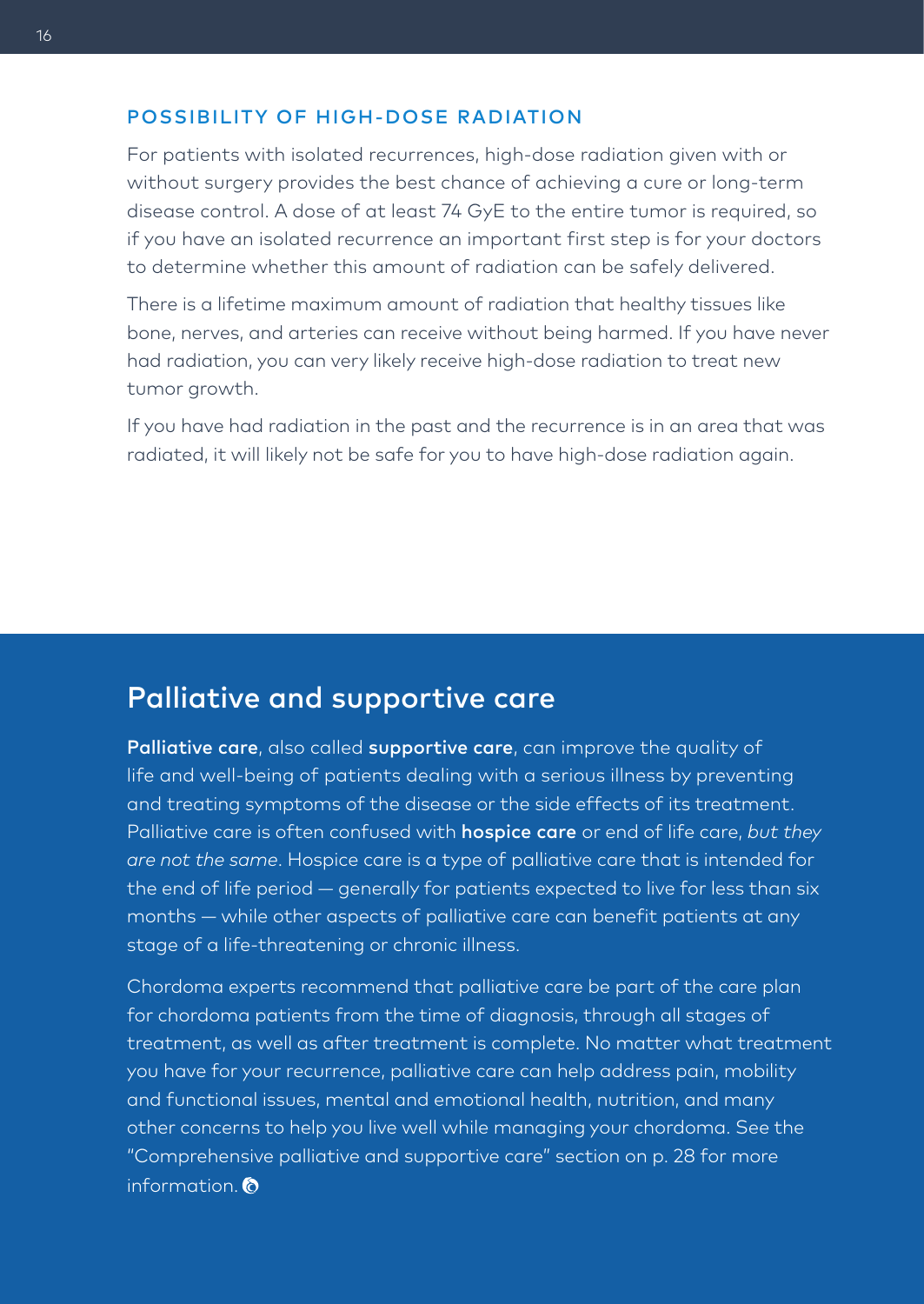### POSSIBILITY OF HIGH-DOSE RADIATION

For patients with isolated recurrences, high-dose radiation given with or without surgery provides the best chance of achieving a cure or long-term disease control. A dose of at least 74 GyE to the entire tumor is required, so if you have an isolated recurrence an important first step is for your doctors to determine whether this amount of radiation can be safely delivered.

There is a lifetime maximum amount of radiation that healthy tissues like bone, nerves, and arteries can receive without being harmed. If you have never had radiation, you can very likely receive high-dose radiation to treat new tumor growth.

If you have had radiation in the past and the recurrence is in an area that was radiated, it will likely not be safe for you to have high-dose radiation again.

## Palliative and supportive care

**Palliative care**, also called **supportive care**, can improve the quality of life and well-being of patients dealing with a serious illness by preventing and treating symptoms of the disease or the side effects of its treatment. Palliative care is often confused with **hospice care** or end of life care, *but they are not the same*. Hospice care is a type of palliative care that is intended for the end of life period — generally for patients expected to live for less than six months — while other aspects of palliative care can benefit patients at any stage of a life-threatening or chronic illness.

Chordoma experts recommend that palliative care be part of the care plan for chordoma patients from the time of diagnosis, through all stages of treatment, as well as after treatment is complete. No matter what treatment you have for your recurrence, palliative care can help address pain, mobility and functional issues, mental and emotional health, nutrition, and many other concerns to help you live well while managing your chordoma. See the "Comprehensive palliative and supportive care" section on p. 28 for more information.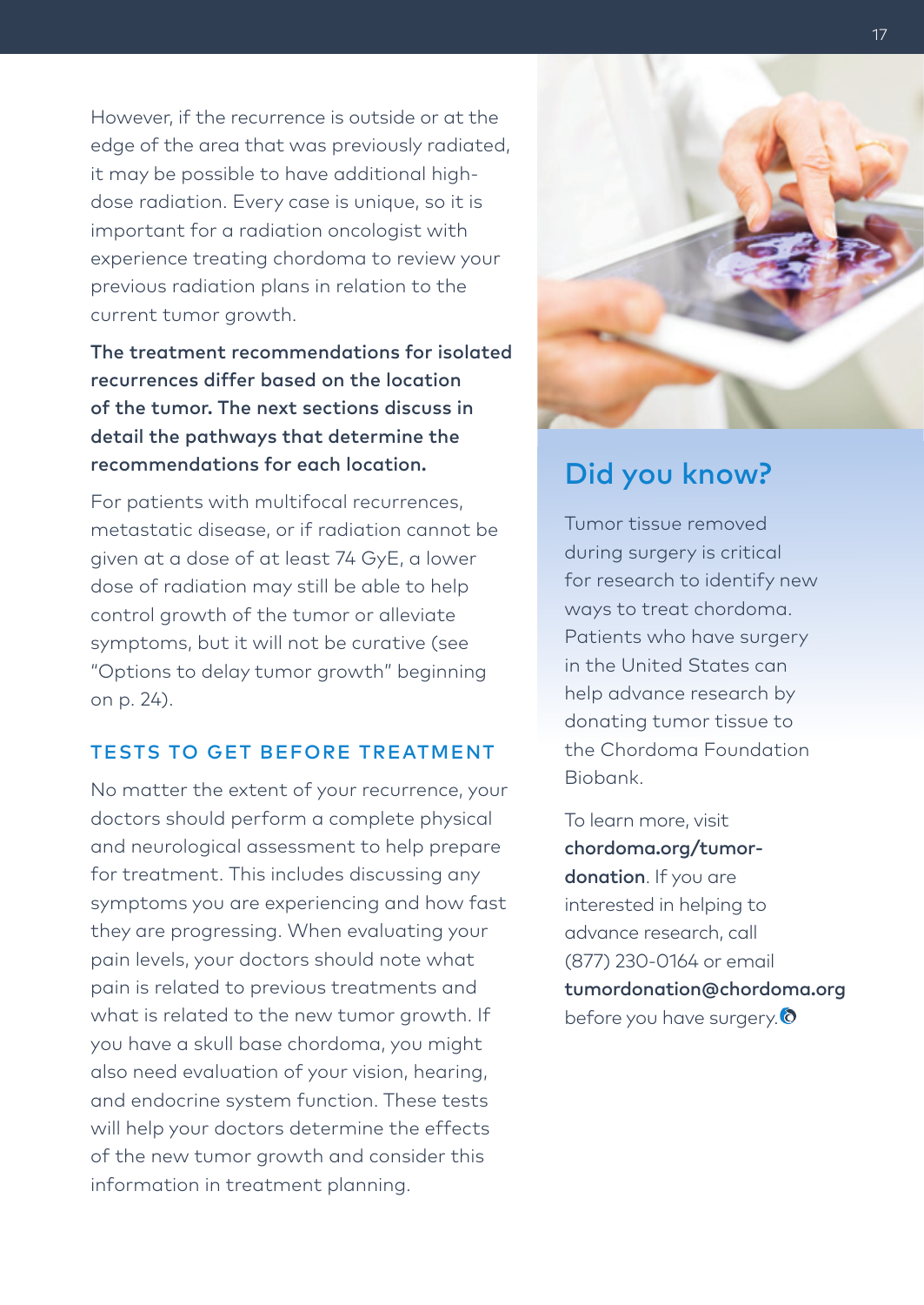However, if the recurrence is outside or at the edge of the area that was previously radiated, it may be possible to have additional high-dose radiation. Every case is unique, so it is important for a radiation oncologist with experience treating chordoma to review your previous radiation plans in relation to the current tumor growth.

**The treatment recommendations for isolated recurrences differ based on the location of the tumor. The next sections discuss in detail the pathways that determine the recommendations for each location.**

For patients with multifocal recurrences, metastatic disease, or if radiation cannot be given at a dose of at least 74 GyE, a lower dose of radiation may still be able to help control growth of the tumor or alleviate symptoms, but it will not be curative (see "Options to delay tumor growth" beginning on p. 24).

### TESTS TO GET BEFORE TREATMENT

No matter the extent of your recurrence, your doctors should perform a complete physical and neurological assessment to help prepare for treatment. This includes discussing any symptoms you are experiencing and how fast they are progressing. When evaluating your pain levels, your doctors should note what pain is related to previous treatments and what is related to the new tumor growth. If you have a skull base chordoma, you might also need evaluation of your vision, hearing, and endocrine system function. These tests will help your doctors determine the effects of the new tumor growth and consider this information in treatment planning.

## Did you know?

Tumor tissue removed during surgery is critical for research to identify new ways to treat chordoma. Patients who have surgery in the United States can help advance research by donating tumor tissue to the Chordoma Foundation Biobank.

To learn more, visit **chordoma.org/tumor-donation**. If you are interested in helping to advance research, call (877) 230-0164 or email **tumordonation@chordoma.org** before you have surgery.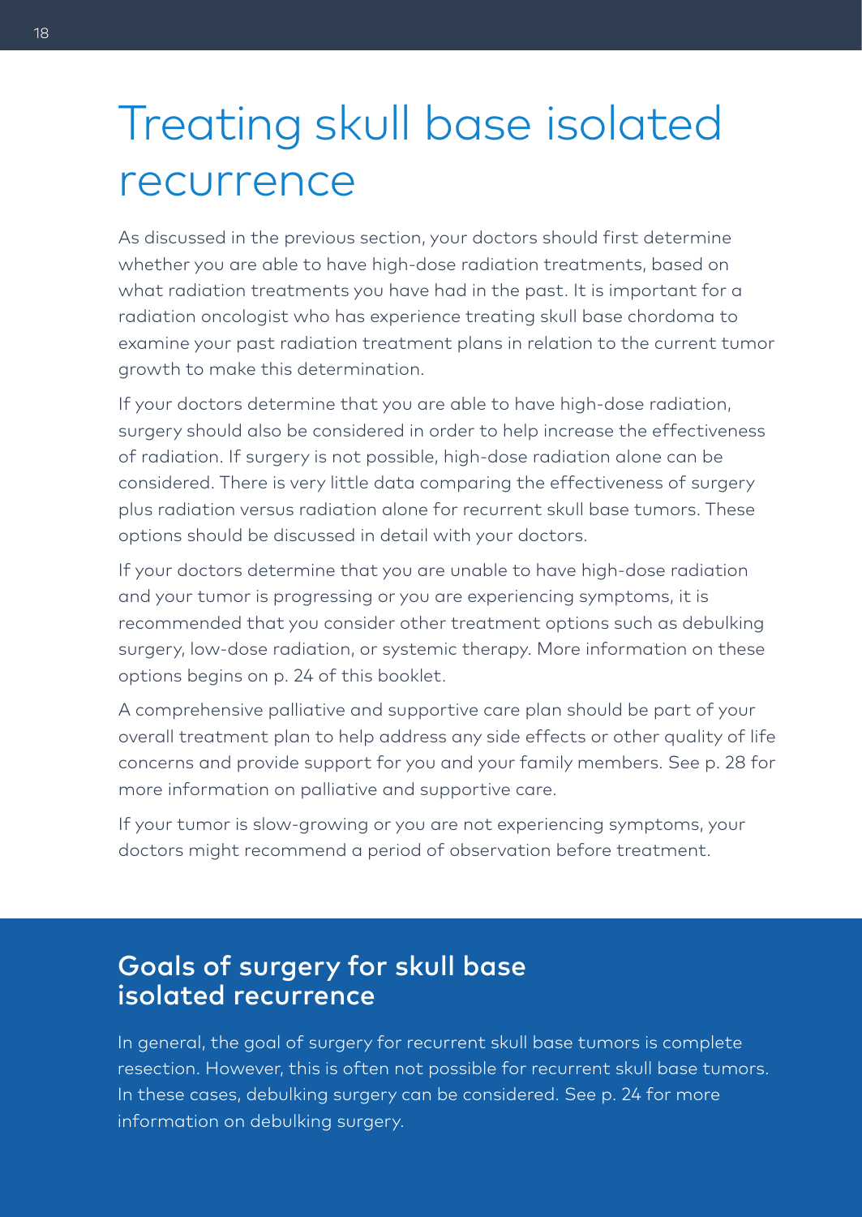# Treating skull base isolated recurrence

As discussed in the previous section, your doctors should first determine whether you are able to have high-dose radiation treatments, based on what radiation treatments you have had in the past. It is important for a radiation oncologist who has experience treating skull base chordoma to examine your past radiation treatment plans in relation to the current tumor growth to make this determination.

If your doctors determine that you are able to have high-dose radiation, surgery should also be considered in order to help increase the effectiveness of radiation. If surgery is not possible, high-dose radiation alone can be considered. There is very little data comparing the effectiveness of surgery plus radiation versus radiation alone for recurrent skull base tumors. These options should be discussed in detail with your doctors.

If your doctors determine that you are unable to have high-dose radiation and your tumor is progressing or you are experiencing symptoms, it is recommended that you consider other treatment options such as debulking surgery, low-dose radiation, or systemic therapy. More information on these options begins on p. 24 of this booklet.

A comprehensive palliative and supportive care plan should be part of your overall treatment plan to help address any side effects or other quality of life concerns and provide support for you and your family members. See p. 28 for more information on palliative and supportive care.

If your tumor is slow-growing or you are not experiencing symptoms, your doctors might recommend a period of observation before treatment.

## Goals of surgery for skull base isolated recurrence

In general, the goal of surgery for recurrent skull base tumors is complete resection. However, this is often not possible for recurrent skull base tumors. In these cases, debulking surgery can be considered. See p. 24 for more information on debulking surgery.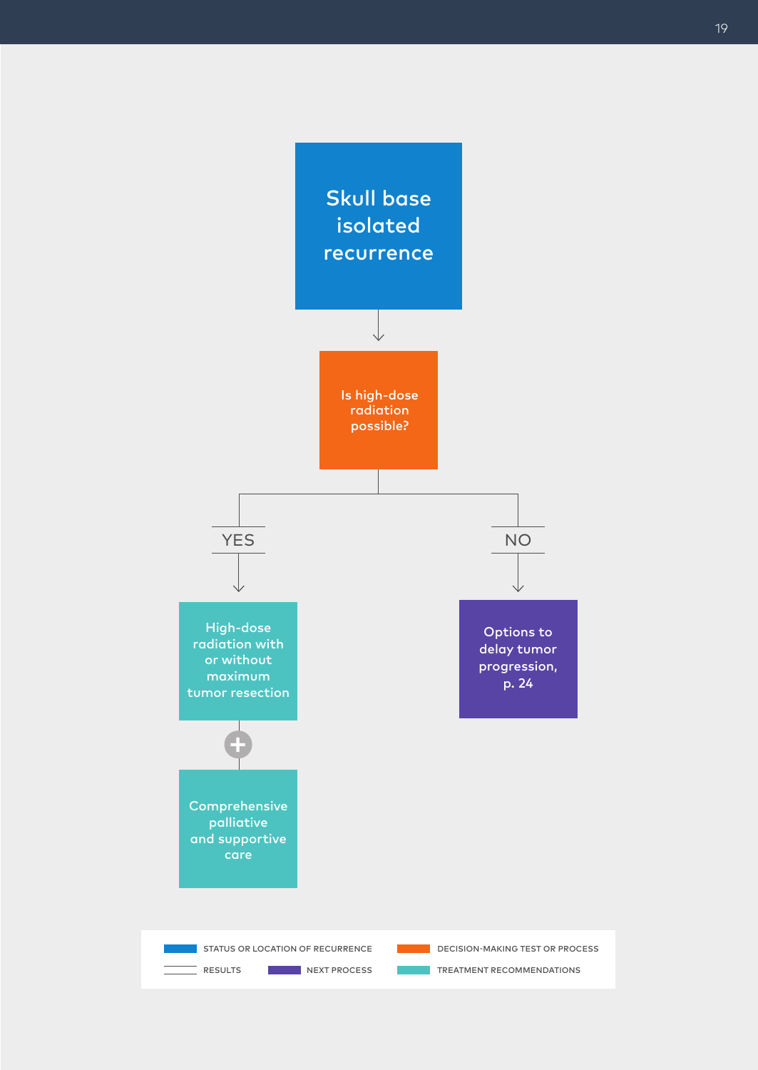Skull base isolated recurrence

Is high-dose radiation possible?

YES

High-dose radiation with or without maximum tumor resection

+

Comprehensive palliative and supportive care

NO

Options to delay tumor progression, p. 24

STATUS OR LOCATION OF RECURRENCE

DECISION-MAKING TEST OR PROCESS

RESULTS

NEXT PROCESS

TREATMENT RECOMMENDATIONS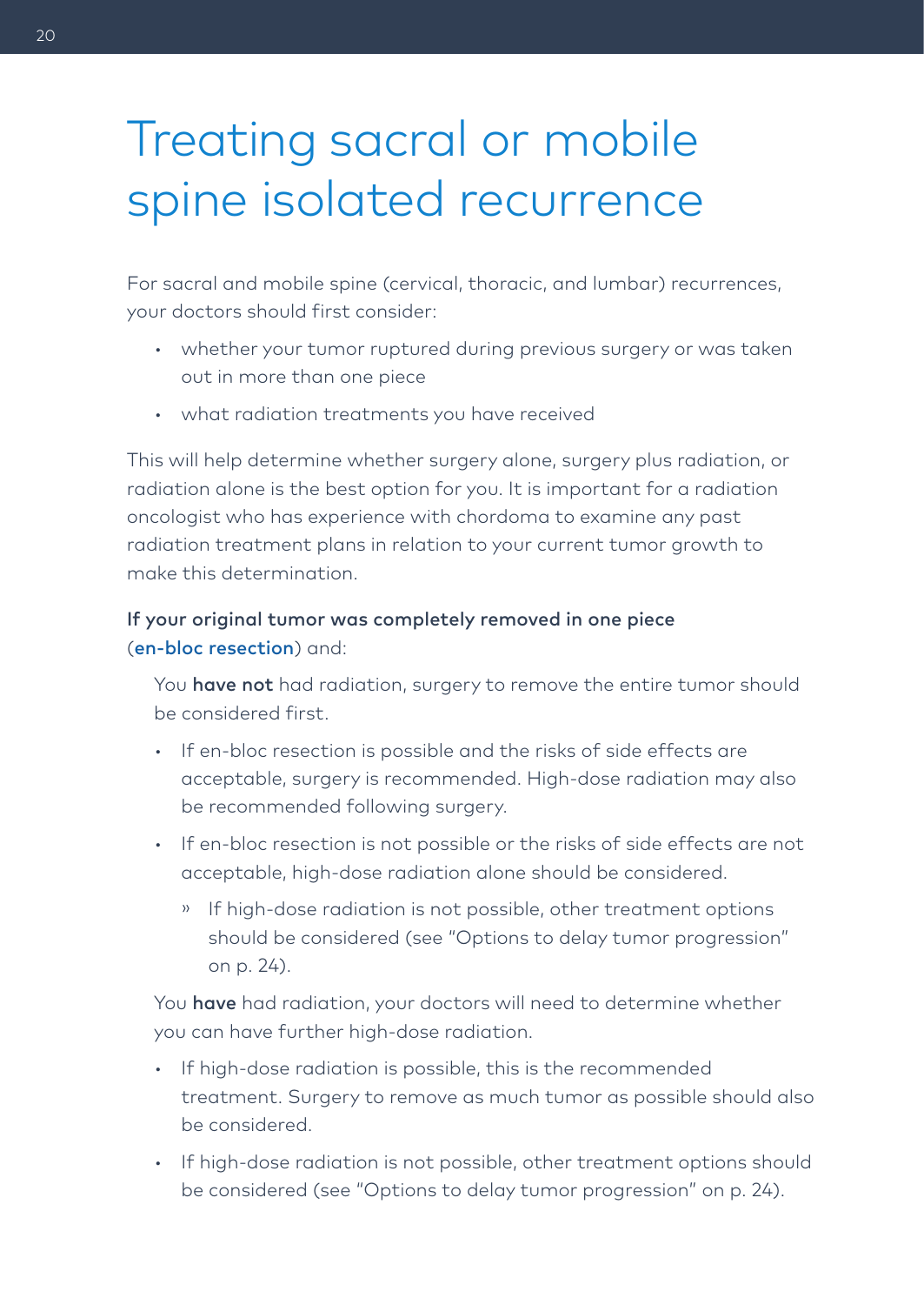# Treating sacral or mobile spine isolated recurrence

For sacral and mobile spine (cervical, thoracic, and lumbar) recurrences, your doctors should first consider:

- whether your tumor ruptured during previous surgery or was taken out in more than one piece
- what radiation treatments you have received

This will help determine whether surgery alone, surgery plus radiation, or radiation alone is the best option for you. It is important for a radiation oncologist who has experience with chordoma to examine any past radiation treatment plans in relation to your current tumor growth to make this determination.

**If your original tumor was completely removed in one piece (en-bloc resection)** and:

You **have not** had radiation, surgery to remove the entire tumor should be considered first.

- If en-bloc resection is possible and the risks of side effects are acceptable, surgery is recommended. High-dose radiation may also be recommended following surgery.
- If en-bloc resection is not possible or the risks of side effects are not acceptable, high-dose radiation alone should be considered.
  - If high-dose radiation is not possible, other treatment options should be considered (see "Options to delay tumor progression" on p. 24).

You **have** had radiation, your doctors will need to determine whether you can have further high-dose radiation.

- If high-dose radiation is possible, this is the recommended treatment. Surgery to remove as much tumor as possible should also be considered.
- If high-dose radiation is not possible, other treatment options should be considered (see "Options to delay tumor progression" on p. 24).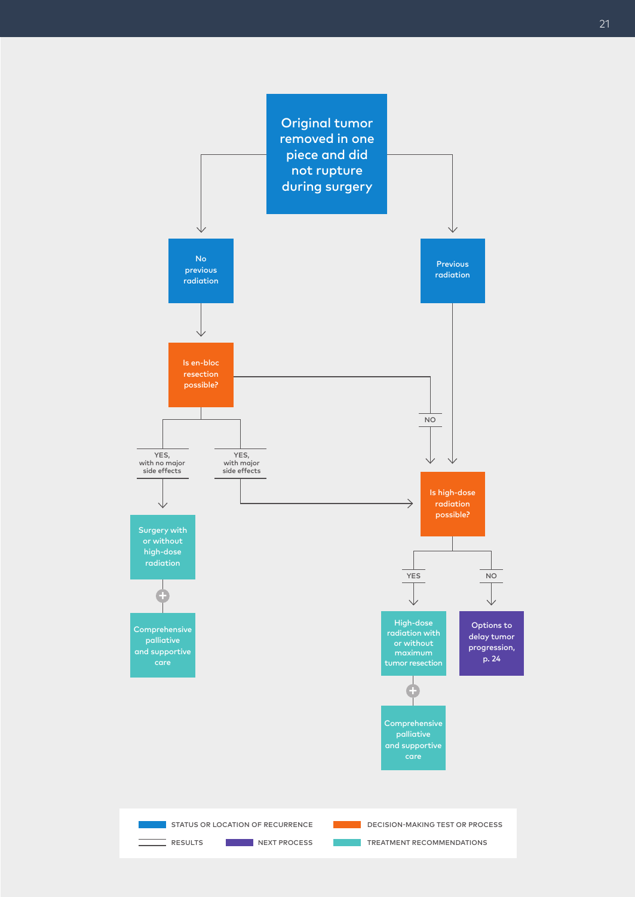Original tumor removed in one piece and did not rupture during surgery

No previous radiation

Previous radiation

Is en-bloc resection possible?

NO

YES, with no major side effects

YES, with major side effects

Surgery with or without high-dose radiation

Comprehensive palliative and supportive care

Is high-dose radiation possible?

YES

NO

High-dose radiation with or without maximum tumor resection

Comprehensive palliative and supportive care

Options to delay tumor progression, p. 24

STATUS OR LOCATION OF RECURRENCE

DECISION-MAKING TEST OR PROCESS

RESULTS

NEXT PROCESS

TREATMENT RECOMMENDATIONS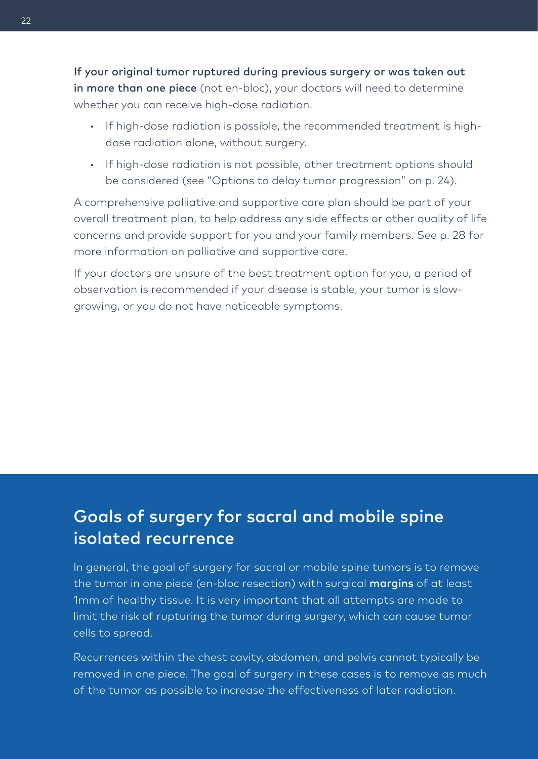**If your original tumor ruptured during previous surgery or was taken out in more than one piece** (not en-bloc), your doctors will need to determine whether you can receive high-dose radiation.

- If high-dose radiation is possible, the recommended treatment is high-dose radiation alone, without surgery.
- If high-dose radiation is not possible, other treatment options should be considered (see "Options to delay tumor progression" on p. 24).

A comprehensive palliative and supportive care plan should be part of your overall treatment plan, to help address any side effects or other quality of life concerns and provide support for you and your family members. See p. 28 for more information on palliative and supportive care.

If your doctors are unsure of the best treatment option for you, a period of observation is recommended if your disease is stable, your tumor is slow-growing, or you do not have noticeable symptoms.

## Goals of surgery for sacral and mobile spine isolated recurrence

In general, the goal of surgery for sacral or mobile spine tumors is to remove the tumor in one piece (en-bloc resection) with surgical **margins** of at least 1mm of healthy tissue. It is very important that all attempts are made to limit the risk of rupturing the tumor during surgery, which can cause tumor cells to spread.

Recurrences within the chest cavity, abdomen, and pelvis cannot typically be removed in one piece. The goal of surgery in these cases is to remove as much of the tumor as possible to increase the effectiveness of later radiation.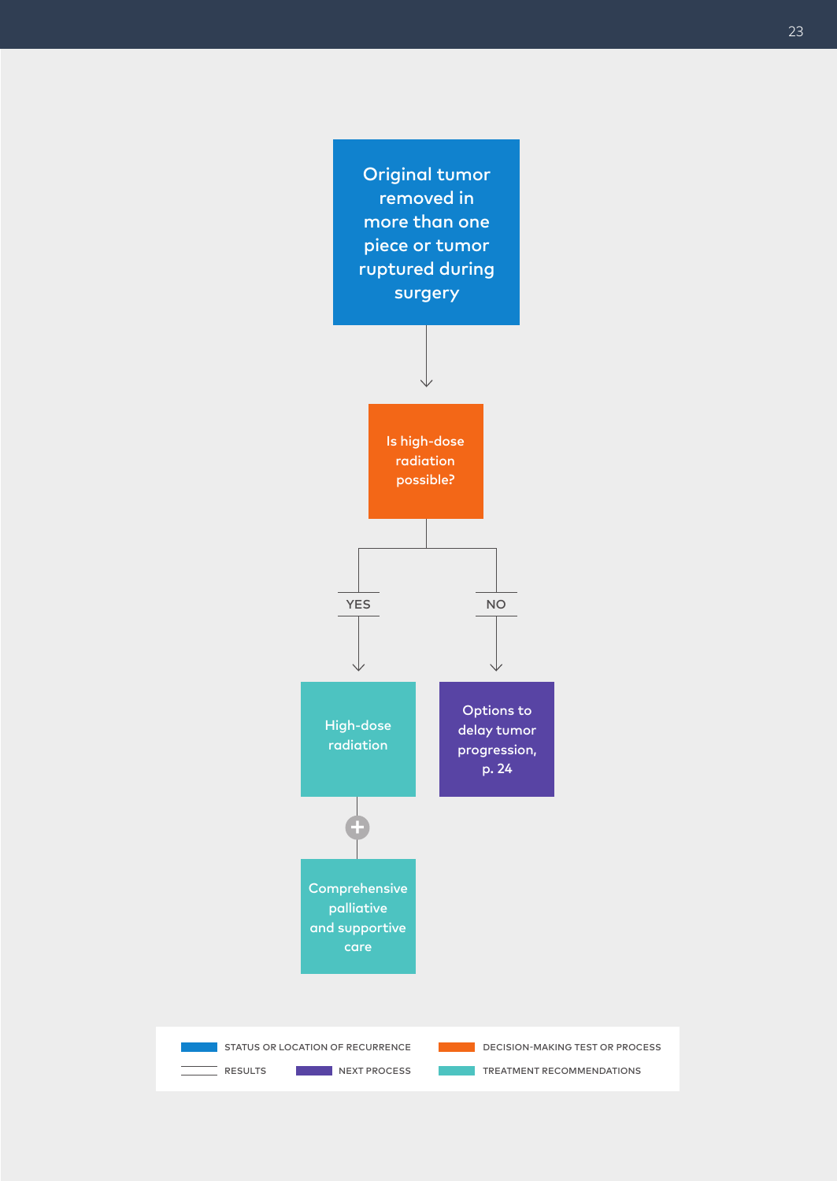Original tumor removed in more than one piece or tumor ruptured during surgery

Is high-dose radiation possible?

YES

High-dose radiation

+

Comprehensive palliative and supportive care

NO

Options to delay tumor progression, p. 24

STATUS OR LOCATION OF RECURRENCE

DECISION-MAKING TEST OR PROCESS

RESULTS

NEXT PROCESS

TREATMENT RECOMMENDATIONS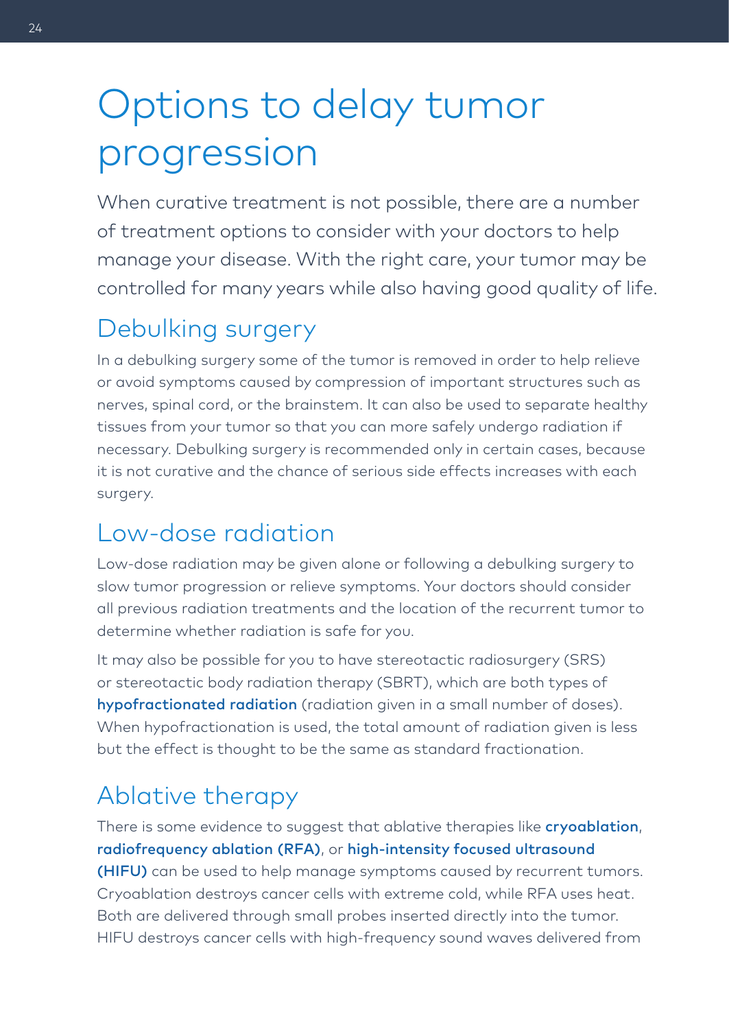# Options to delay tumor progression

When curative treatment is not possible, there are a number of treatment options to consider with your doctors to help manage your disease. With the right care, your tumor may be controlled for many years while also having good quality of life.

## Debulking surgery

In a debulking surgery some of the tumor is removed in order to help relieve or avoid symptoms caused by compression of important structures such as nerves, spinal cord, or the brainstem. It can also be used to separate healthy tissues from your tumor so that you can more safely undergo radiation if necessary. Debulking surgery is recommended only in certain cases, because it is not curative and the chance of serious side effects increases with each surgery.

## Low-dose radiation

Low-dose radiation may be given alone or following a debulking surgery to slow tumor progression or relieve symptoms. Your doctors should consider all previous radiation treatments and the location of the recurrent tumor to determine whether radiation is safe for you.

It may also be possible for you to have stereotactic radiosurgery (SRS) or stereotactic body radiation therapy (SBRT), which are both types of **hypofractionated radiation** (radiation given in a small number of doses). When hypofractionation is used, the total amount of radiation given is less but the effect is thought to be the same as standard fractionation.

## Ablative therapy

There is some evidence to suggest that ablative therapies like **cryoablation**, **radiofrequency ablation (RFA)**, or **high-intensity focused ultrasound (HIFU)** can be used to help manage symptoms caused by recurrent tumors. Cryoablation destroys cancer cells with extreme cold, while RFA uses heat. Both are delivered through small probes inserted directly into the tumor. HIFU destroys cancer cells with high-frequency sound waves delivered from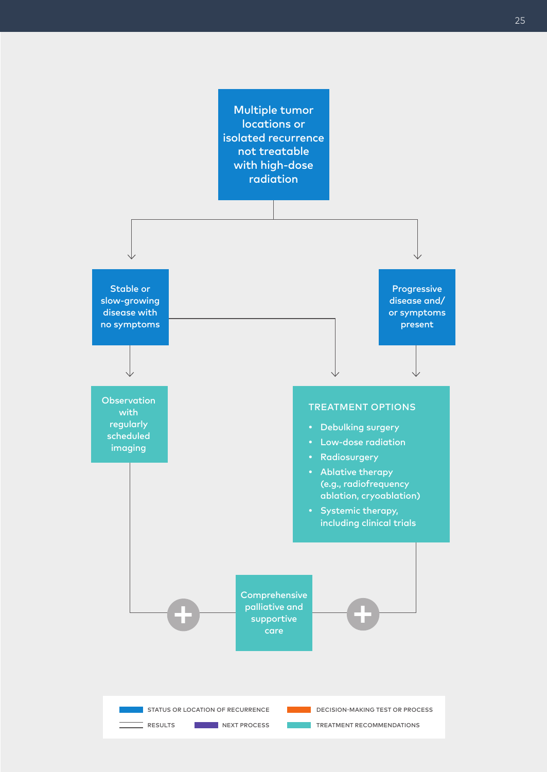Multiple tumor locations or isolated recurrence not treatable with high-dose radiation

Stable or slow-growing disease with no symptoms

Progressive disease and/ or symptoms present

Observation with regularly scheduled imaging

TREATMENT OPTIONS

- Debulking surgery
- Low-dose radiation
- Radiosurgery
- Ablative therapy (e.g., radiofrequency ablation, cryoablation)
- Systemic therapy, including clinical trials

Comprehensive palliative and supportive care

STATUS OR LOCATION OF RECURRENCE

DECISION-MAKING TEST OR PROCESS

RESULTS

NEXT PROCESS

TREATMENT RECOMMENDATIONS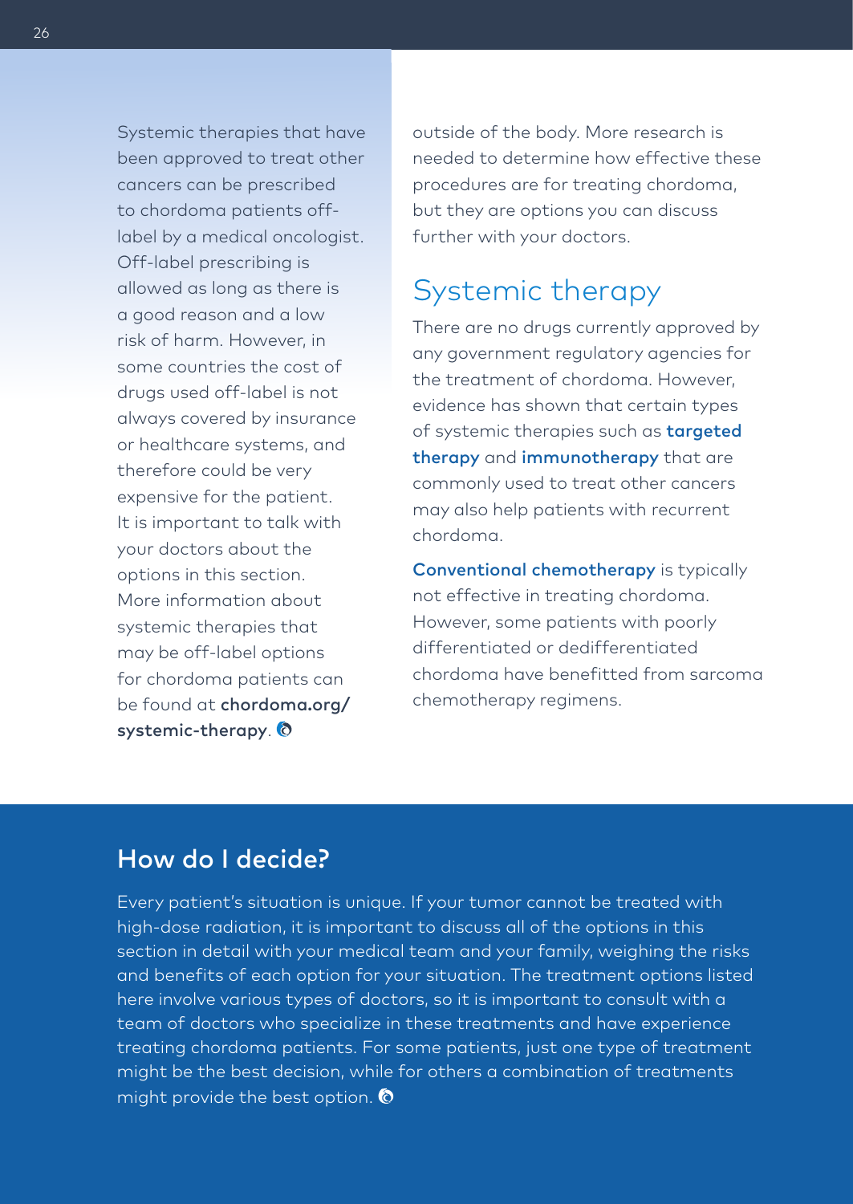Systemic therapies that have been approved to treat other cancers can be prescribed to chordoma patients off-label by a medical oncologist. Off-label prescribing is allowed as long as there is a good reason and a low risk of harm. However, in some countries the cost of drugs used off-label is not always covered by insurance or healthcare systems, and therefore could be very expensive for the patient. It is important to talk with your doctors about the options in this section. More information about systemic therapies that may be off-label options for chordoma patients can be found at **chordoma.org/systemic-therapy**.

outside of the body. More research is needed to determine how effective these procedures are for treating chordoma, but they are options you can discuss further with your doctors.

## Systemic therapy

There are no drugs currently approved by any government regulatory agencies for the treatment of chordoma. However, evidence has shown that certain types of systemic therapies such as **targeted therapy** and **immunotherapy** that are commonly used to treat other cancers may also help patients with recurrent chordoma.

**Conventional chemotherapy** is typically not effective in treating chordoma. However, some patients with poorly differentiated or dedifferentiated chordoma have benefitted from sarcoma chemotherapy regimens.

### How do I decide?

Every patient's situation is unique. If your tumor cannot be treated with high-dose radiation, it is important to discuss all of the options in this section in detail with your medical team and your family, weighing the risks and benefits of each option for your situation. The treatment options listed here involve various types of doctors, so it is important to consult with a team of doctors who specialize in these treatments and have experience treating chordoma patients. For some patients, just one type of treatment might be the best decision, while for others a combination of treatments might provide the best option.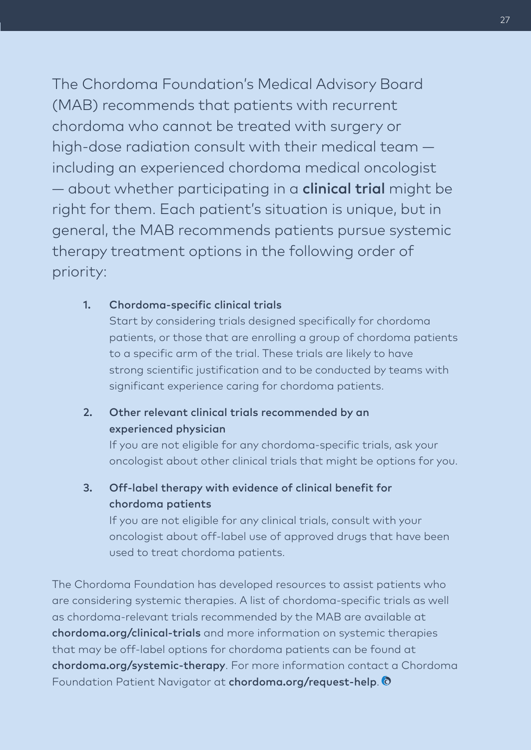The Chordoma Foundation's Medical Advisory Board (MAB) recommends that patients with recurrent chordoma who cannot be treated with surgery or high-dose radiation consult with their medical team — including an experienced chordoma medical oncologist — about whether participating in a **clinical trial** might be right for them. Each patient's situation is unique, but in general, the MAB recommends patients pursue systemic therapy treatment options in the following order of priority:

1. **Chordoma-specific clinical trials**
   Start by considering trials designed specifically for chordoma patients, or those that are enrolling a group of chordoma patients to a specific arm of the trial. These trials are likely to have strong scientific justification and to be conducted by teams with significant experience caring for chordoma patients.

2. **Other relevant clinical trials recommended by an experienced physician**
   If you are not eligible for any chordoma-specific trials, ask your oncologist about other clinical trials that might be options for you.

3. **Off-label therapy with evidence of clinical benefit for chordoma patients**
   If you are not eligible for any clinical trials, consult with your oncologist about off-label use of approved drugs that have been used to treat chordoma patients.

The Chordoma Foundation has developed resources to assist patients who are considering systemic therapies. A list of chordoma-specific trials as well as chordoma-relevant trials recommended by the MAB are available at **chordoma.org/clinical-trials** and more information on systemic therapies that may be off-label options for chordoma patients can be found at **chordoma.org/systemic-therapy**. For more information contact a Chordoma Foundation Patient Navigator at **chordoma.org/request-help**.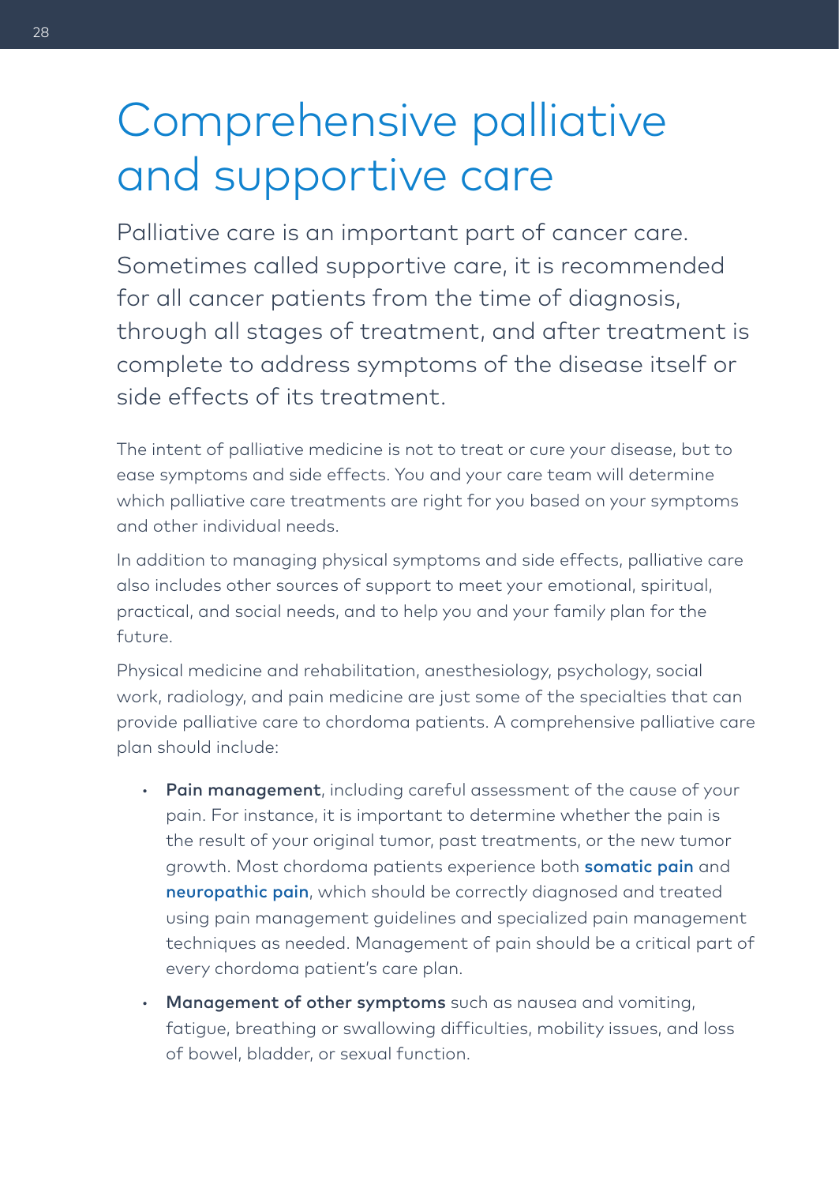# Comprehensive palliative and supportive care

Palliative care is an important part of cancer care. Sometimes called supportive care, it is recommended for all cancer patients from the time of diagnosis, through all stages of treatment, and after treatment is complete to address symptoms of the disease itself or side effects of its treatment.

The intent of palliative medicine is not to treat or cure your disease, but to ease symptoms and side effects. You and your care team will determine which palliative care treatments are right for you based on your symptoms and other individual needs.

In addition to managing physical symptoms and side effects, palliative care also includes other sources of support to meet your emotional, spiritual, practical, and social needs, and to help you and your family plan for the future.

Physical medicine and rehabilitation, anesthesiology, psychology, social work, radiology, and pain medicine are just some of the specialties that can provide palliative care to chordoma patients. A comprehensive palliative care plan should include:

- **Pain management**, including careful assessment of the cause of your pain. For instance, it is important to determine whether the pain is the result of your original tumor, past treatments, or the new tumor growth. Most chordoma patients experience both **somatic pain** and **neuropathic pain**, which should be correctly diagnosed and treated using pain management guidelines and specialized pain management techniques as needed. Management of pain should be a critical part of every chordoma patient's care plan.
- **Management of other symptoms** such as nausea and vomiting, fatigue, breathing or swallowing difficulties, mobility issues, and loss of bowel, bladder, or sexual function.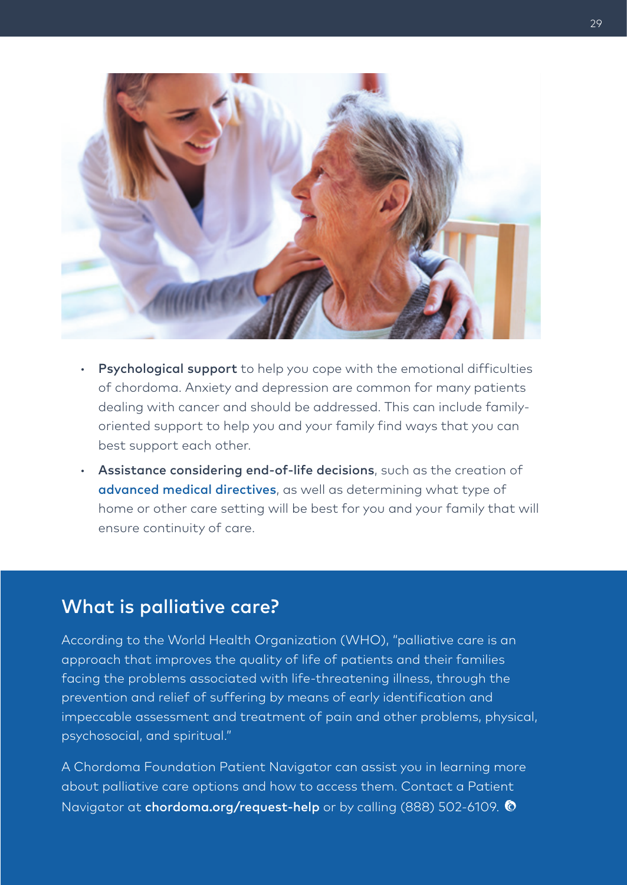- **Psychological support** to help you cope with the emotional difficulties of chordoma. Anxiety and depression are common for many patients dealing with cancer and should be addressed. This can include family-oriented support to help you and your family find ways that you can best support each other.
- **Assistance considering end-of-life decisions**, such as the creation of advanced medical directives, as well as determining what type of home or other care setting will be best for you and your family that will ensure continuity of care.

## What is palliative care?

According to the World Health Organization (WHO), "palliative care is an approach that improves the quality of life of patients and their families facing the problems associated with life-threatening illness, through the prevention and relief of suffering by means of early identification and impeccable assessment and treatment of pain and other problems, physical, psychosocial, and spiritual."

A Chordoma Foundation Patient Navigator can assist you in learning more about palliative care options and how to access them. Contact a Patient Navigator at **chordoma.org/request-help** or by calling (888) 502-6109.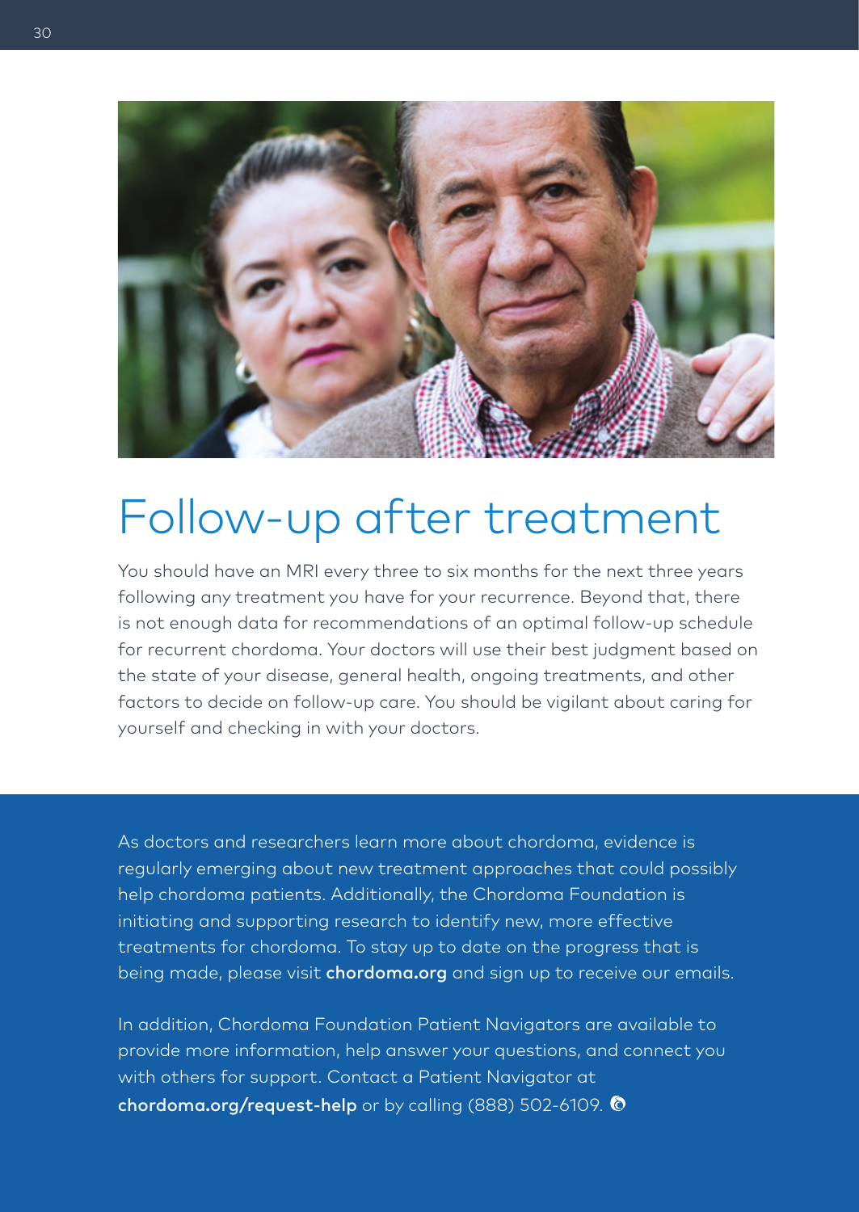# Follow-up after treatment

You should have an MRI every three to six months for the next three years following any treatment you have for your recurrence. Beyond that, there is not enough data for recommendations of an optimal follow-up schedule for recurrent chordoma. Your doctors will use their best judgment based on the state of your disease, general health, ongoing treatments, and other factors to decide on follow-up care. You should be vigilant about caring for yourself and checking in with your doctors.

As doctors and researchers learn more about chordoma, evidence is regularly emerging about new treatment approaches that could possibly help chordoma patients. Additionally, the Chordoma Foundation is initiating and supporting research to identify new, more effective treatments for chordoma. To stay up to date on the progress that is being made, please visit **chordoma.org** and sign up to receive our emails.

In addition, Chordoma Foundation Patient Navigators are available to provide more information, help answer your questions, and connect you with others for support. Contact a Patient Navigator at **chordoma.org/request-help** or by calling (888) 502-6109.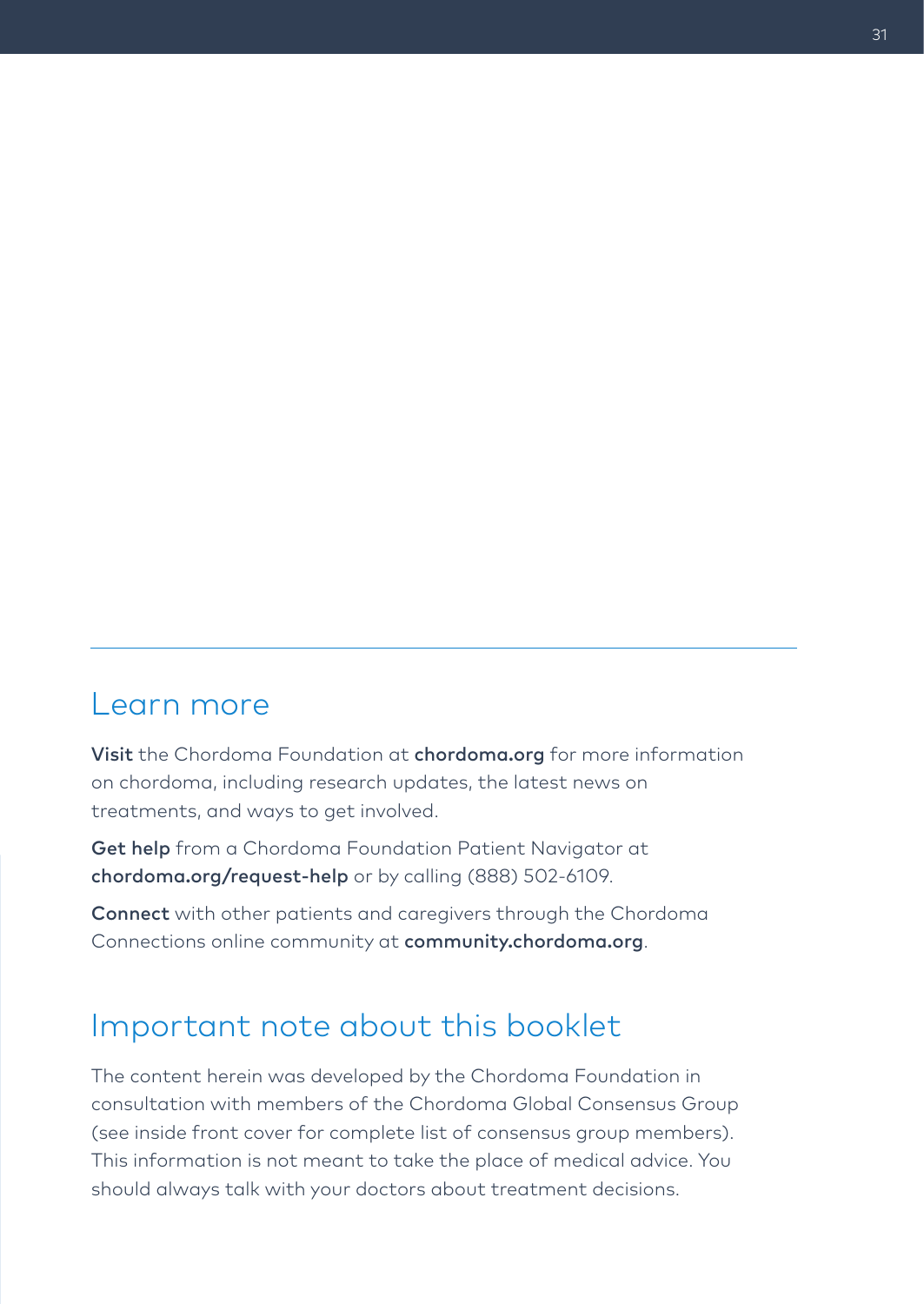## Learn more

**Visit** the Chordoma Foundation at **chordoma.org** for more information on chordoma, including research updates, the latest news on treatments, and ways to get involved.

**Get help** from a Chordoma Foundation Patient Navigator at **chordoma.org/request-help** or by calling (888) 502-6109.

**Connect** with other patients and caregivers through the Chordoma Connections online community at **community.chordoma.org**.

## Important note about this booklet

The content herein was developed by the Chordoma Foundation in consultation with members of the Chordoma Global Consensus Group (see inside front cover for complete list of consensus group members). This information is not meant to take the place of medical advice. You should always talk with your doctors about treatment decisions.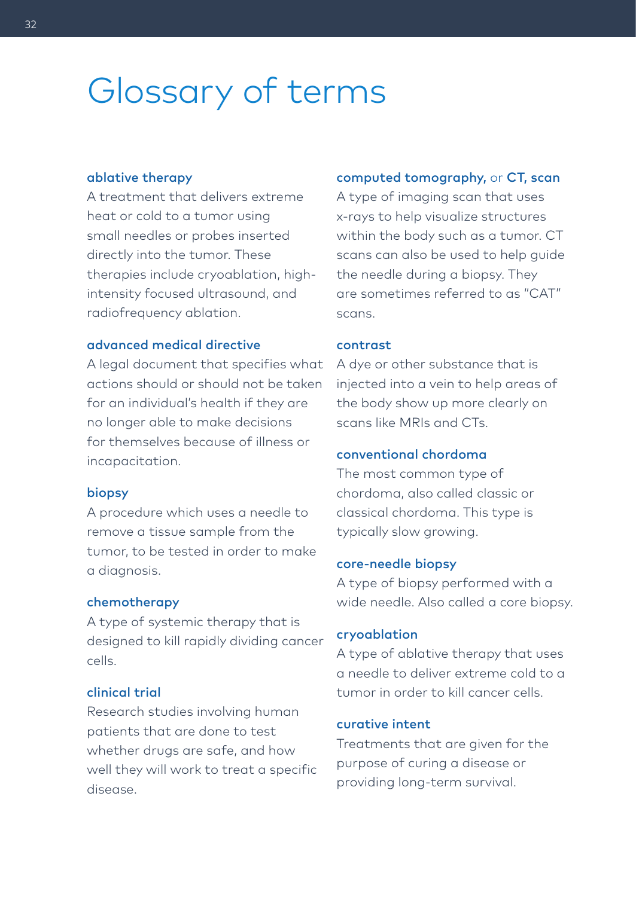# Glossary of terms

**ablative therapy**
A treatment that delivers extreme heat or cold to a tumor using small needles or probes inserted directly into the tumor. These therapies include cryoablation, high-intensity focused ultrasound, and radiofrequency ablation.

**advanced medical directive**
A legal document that specifies what actions should or should not be taken for an individual's health if they are no longer able to make decisions for themselves because of illness or incapacitation.

**biopsy**
A procedure which uses a needle to remove a tissue sample from the tumor, to be tested in order to make a diagnosis.

**chemotherapy**
A type of systemic therapy that is designed to kill rapidly dividing cancer cells.

**clinical trial**
Research studies involving human patients that are done to test whether drugs are safe, and how well they will work to treat a specific disease.

**computed tomography,** or **CT, scan**
A type of imaging scan that uses x-rays to help visualize structures within the body such as a tumor. CT scans can also be used to help guide the needle during a biopsy. They are sometimes referred to as "CAT" scans.

**contrast**
A dye or other substance that is injected into a vein to help areas of the body show up more clearly on scans like MRIs and CTs.

**conventional chordoma**
The most common type of chordoma, also called classic or classical chordoma. This type is typically slow growing.

**core-needle biopsy**
A type of biopsy performed with a wide needle. Also called a core biopsy.

**cryoablation**
A type of ablative therapy that uses a needle to deliver extreme cold to a tumor in order to kill cancer cells.

**curative intent**
Treatments that are given for the purpose of curing a disease or providing long-term survival.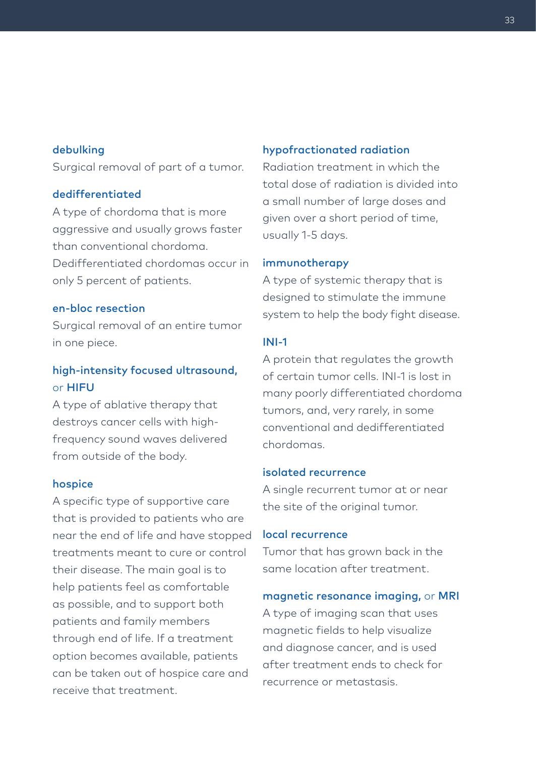**debulking**

Surgical removal of part of a tumor.

**dedifferentiated**

A type of chordoma that is more aggressive and usually grows faster than conventional chordoma. Dedifferentiated chordomas occur in only 5 percent of patients.

**en-bloc resection**

Surgical removal of an entire tumor in one piece.

**high-intensity focused ultrasound,** or **HIFU**

A type of ablative therapy that destroys cancer cells with high-frequency sound waves delivered from outside of the body.

**hospice**

A specific type of supportive care that is provided to patients who are near the end of life and have stopped treatments meant to cure or control their disease. The main goal is to help patients feel as comfortable as possible, and to support both patients and family members through end of life. If a treatment option becomes available, patients can be taken out of hospice care and receive that treatment.

**hypofractionated radiation**

Radiation treatment in which the total dose of radiation is divided into a small number of large doses and given over a short period of time, usually 1-5 days.

**immunotherapy**

A type of systemic therapy that is designed to stimulate the immune system to help the body fight disease.

**INI-1**

A protein that regulates the growth of certain tumor cells. INI-1 is lost in many poorly differentiated chordoma tumors, and, very rarely, in some conventional and dedifferentiated chordomas.

**isolated recurrence**

A single recurrent tumor at or near the site of the original tumor.

**local recurrence**

Tumor that has grown back in the same location after treatment.

**magnetic resonance imaging,** or **MRI**

A type of imaging scan that uses magnetic fields to help visualize and diagnose cancer, and is used after treatment ends to check for recurrence or metastasis.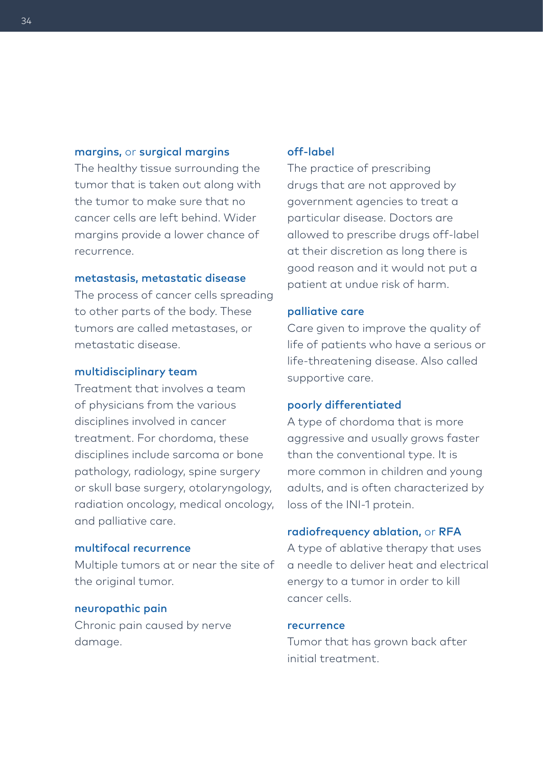**margins,** or **surgical margins**
The healthy tissue surrounding the tumor that is taken out along with the tumor to make sure that no cancer cells are left behind. Wider margins provide a lower chance of recurrence.

**metastasis, metastatic disease**
The process of cancer cells spreading to other parts of the body. These tumors are called metastases, or metastatic disease.

**multidisciplinary team**
Treatment that involves a team of physicians from the various disciplines involved in cancer treatment. For chordoma, these disciplines include sarcoma or bone pathology, radiology, spine surgery or skull base surgery, otolaryngology, radiation oncology, medical oncology, and palliative care.

**multifocal recurrence**
Multiple tumors at or near the site of the original tumor.

**neuropathic pain**
Chronic pain caused by nerve damage.

**off-label**
The practice of prescribing drugs that are not approved by government agencies to treat a particular disease. Doctors are allowed to prescribe drugs off-label at their discretion as long there is good reason and it would not put a patient at undue risk of harm.

**palliative care**
Care given to improve the quality of life of patients who have a serious or life-threatening disease. Also called supportive care.

**poorly differentiated**
A type of chordoma that is more aggressive and usually grows faster than the conventional type. It is more common in children and young adults, and is often characterized by loss of the INI-1 protein.

**radiofrequency ablation,** or **RFA**
A type of ablative therapy that uses a needle to deliver heat and electrical energy to a tumor in order to kill cancer cells.

**recurrence**
Tumor that has grown back after initial treatment.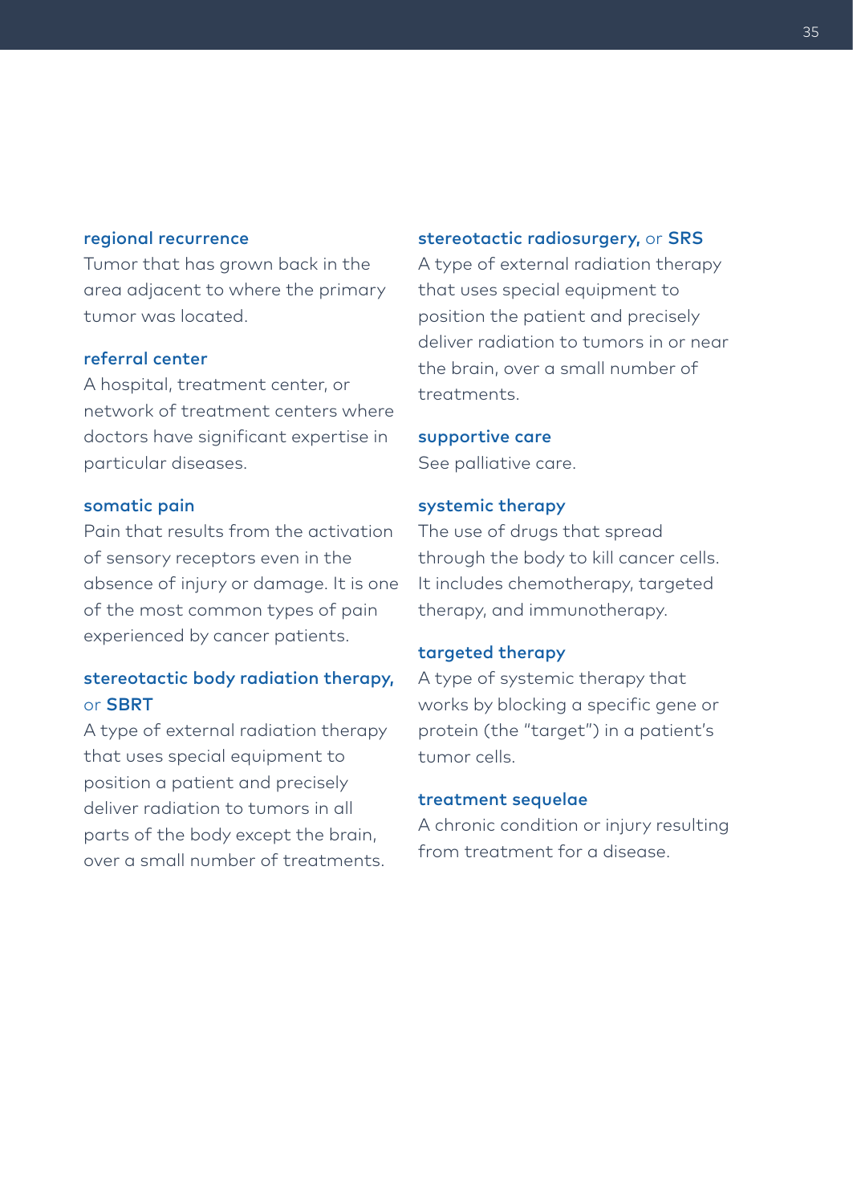**regional recurrence**
Tumor that has grown back in the area adjacent to where the primary tumor was located.

**referral center**
A hospital, treatment center, or network of treatment centers where doctors have significant expertise in particular diseases.

**somatic pain**
Pain that results from the activation of sensory receptors even in the absence of injury or damage. It is one of the most common types of pain experienced by cancer patients.

**stereotactic body radiation therapy,** or **SBRT**
A type of external radiation therapy that uses special equipment to position a patient and precisely deliver radiation to tumors in all parts of the body except the brain, over a small number of treatments.

**stereotactic radiosurgery,** or **SRS**
A type of external radiation therapy that uses special equipment to position the patient and precisely deliver radiation to tumors in or near the brain, over a small number of treatments.

**supportive care**
See palliative care.

**systemic therapy**
The use of drugs that spread through the body to kill cancer cells. It includes chemotherapy, targeted therapy, and immunotherapy.

**targeted therapy**
A type of systemic therapy that works by blocking a specific gene or protein (the "target") in a patient's tumor cells.

**treatment sequelae**
A chronic condition or injury resulting from treatment for a disease.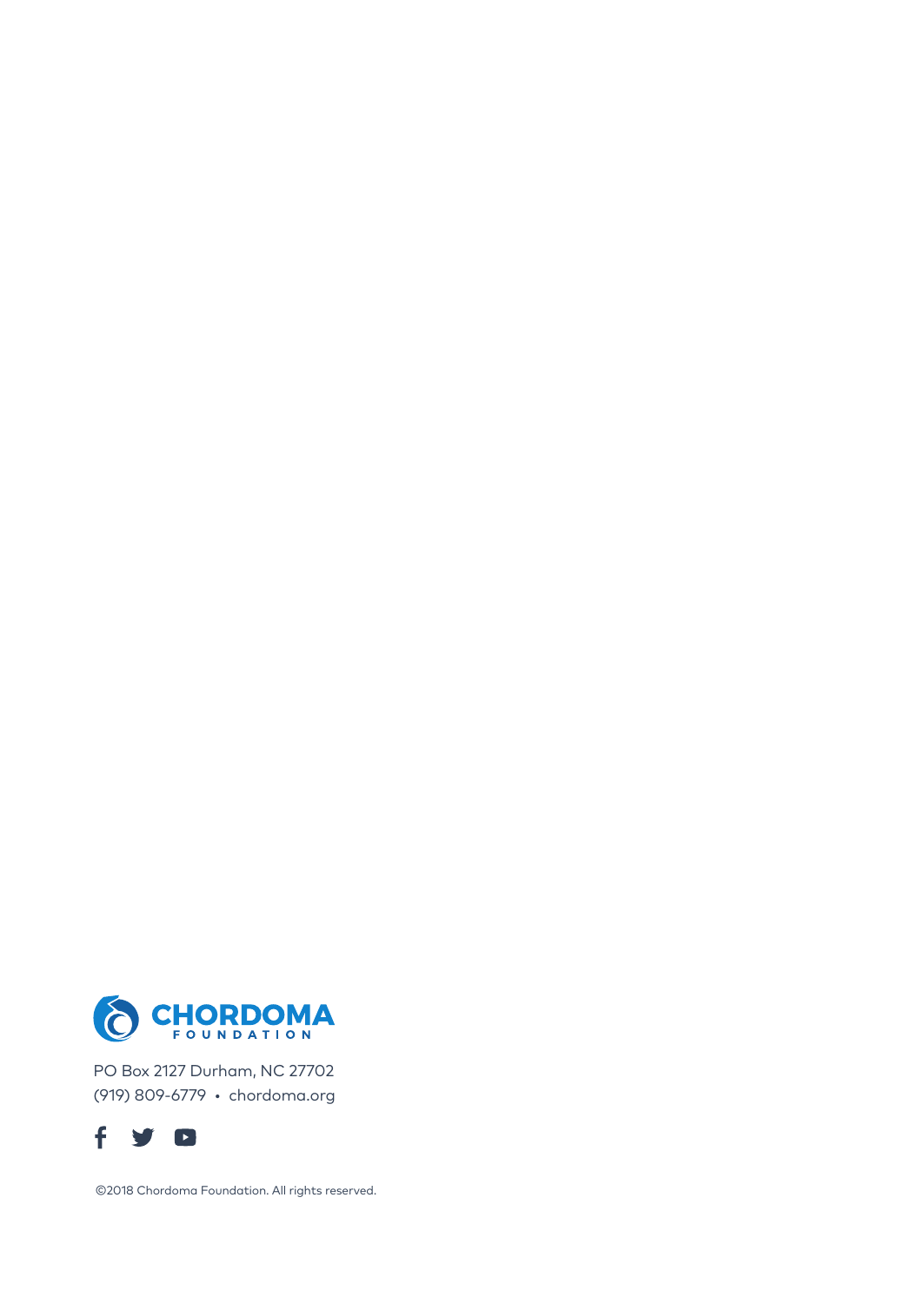CHORDOMA FOUNDATION

PO Box 2127 Durham, NC 27702
(919) 809-6779 • chordoma.org

©2018 Chordoma Foundation. All rights reserved.